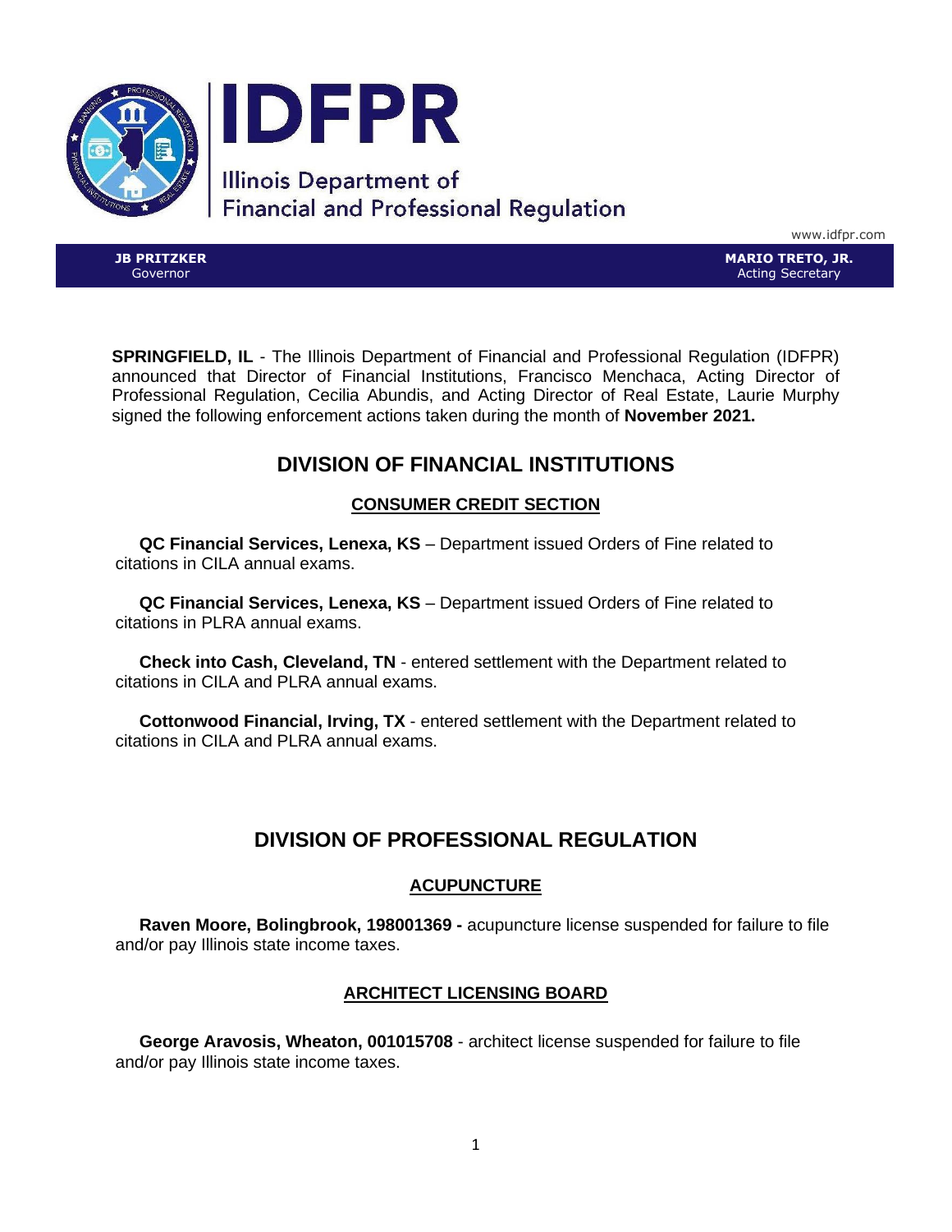# IDFPR

Illinois Department of Financial and Professional Regulation

www.idfpr.com

**JB PRITZKER**
Governor

**MARIO TRETO, JR.**
Acting Secretary

**SPRINGFIELD, IL** - The Illinois Department of Financial and Professional Regulation (IDFPR) announced that Director of Financial Institutions, Francisco Menchaca, Acting Director of Professional Regulation, Cecilia Abundis, and Acting Director of Real Estate, Laurie Murphy signed the following enforcement actions taken during the month of **November 2021.**

## DIVISION OF FINANCIAL INSTITUTIONS

### CONSUMER CREDIT SECTION

**QC Financial Services, Lenexa, KS** – Department issued Orders of Fine related to citations in CILA annual exams.

**QC Financial Services, Lenexa, KS** – Department issued Orders of Fine related to citations in PLRA annual exams.

**Check into Cash, Cleveland, TN** - entered settlement with the Department related to citations in CILA and PLRA annual exams.

**Cottonwood Financial, Irving, TX** - entered settlement with the Department related to citations in CILA and PLRA annual exams.

## DIVISION OF PROFESSIONAL REGULATION

### ACUPUNCTURE

**Raven Moore, Bolingbrook, 198001369 -** acupuncture license suspended for failure to file and/or pay Illinois state income taxes.

### ARCHITECT LICENSING BOARD

**George Aravosis, Wheaton, 001015708** - architect license suspended for failure to file and/or pay Illinois state income taxes.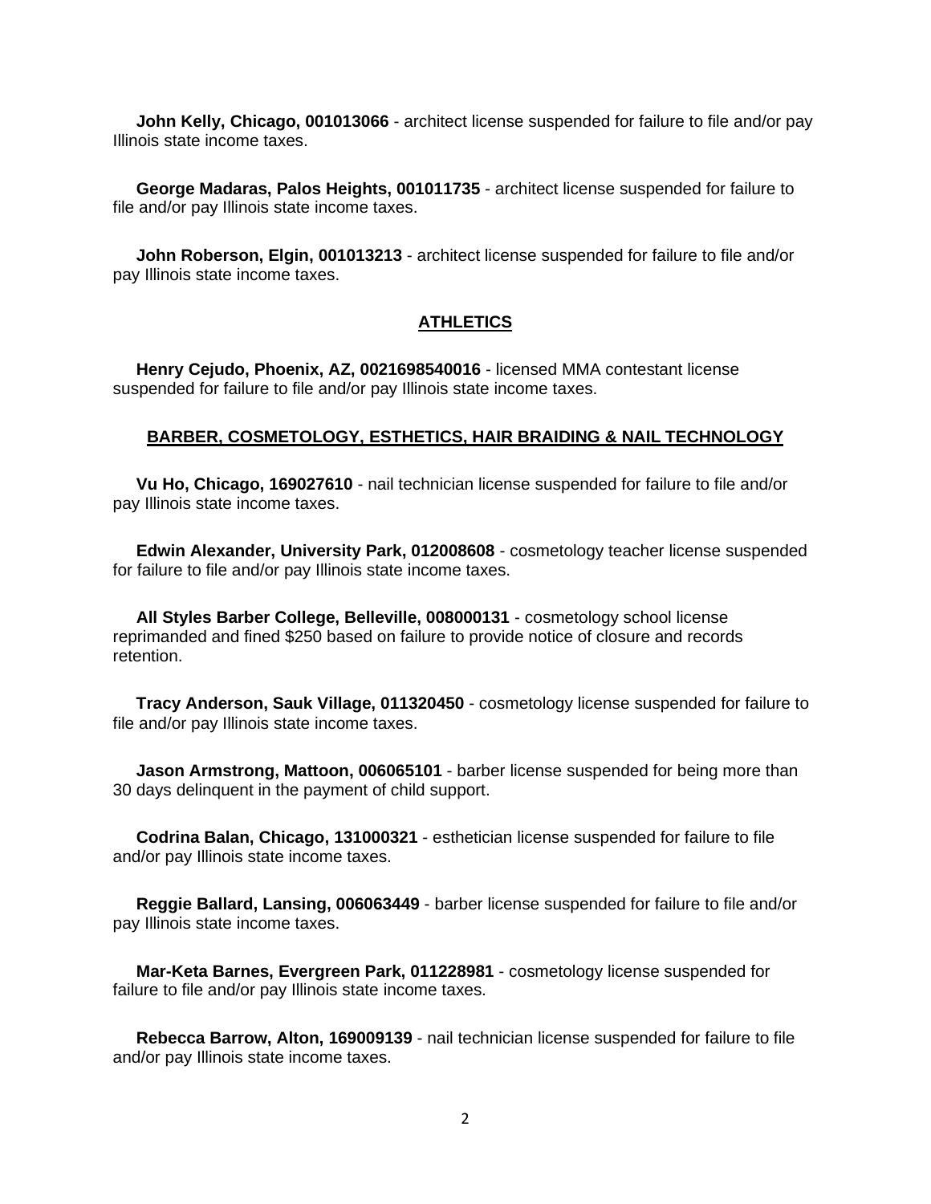**John Kelly, Chicago, 001013066** - architect license suspended for failure to file and/or pay Illinois state income taxes.

**George Madaras, Palos Heights, 001011735** - architect license suspended for failure to file and/or pay Illinois state income taxes.

**John Roberson, Elgin, 001013213** - architect license suspended for failure to file and/or pay Illinois state income taxes.

## ATHLETICS

**Henry Cejudo, Phoenix, AZ, 0021698540016** - licensed MMA contestant license suspended for failure to file and/or pay Illinois state income taxes.

## BARBER, COSMETOLOGY, ESTHETICS, HAIR BRAIDING & NAIL TECHNOLOGY

**Vu Ho, Chicago, 169027610** - nail technician license suspended for failure to file and/or pay Illinois state income taxes.

**Edwin Alexander, University Park, 012008608** - cosmetology teacher license suspended for failure to file and/or pay Illinois state income taxes.

**All Styles Barber College, Belleville, 008000131** - cosmetology school license reprimanded and fined $250 based on failure to provide notice of closure and records retention.

**Tracy Anderson, Sauk Village, 011320450** - cosmetology license suspended for failure to file and/or pay Illinois state income taxes.

**Jason Armstrong, Mattoon, 006065101** - barber license suspended for being more than 30 days delinquent in the payment of child support.

**Codrina Balan, Chicago, 131000321** - esthetician license suspended for failure to file and/or pay Illinois state income taxes.

**Reggie Ballard, Lansing, 006063449** - barber license suspended for failure to file and/or pay Illinois state income taxes.

**Mar-Keta Barnes, Evergreen Park, 011228981** - cosmetology license suspended for failure to file and/or pay Illinois state income taxes.

**Rebecca Barrow, Alton, 169009139** - nail technician license suspended for failure to file and/or pay Illinois state income taxes.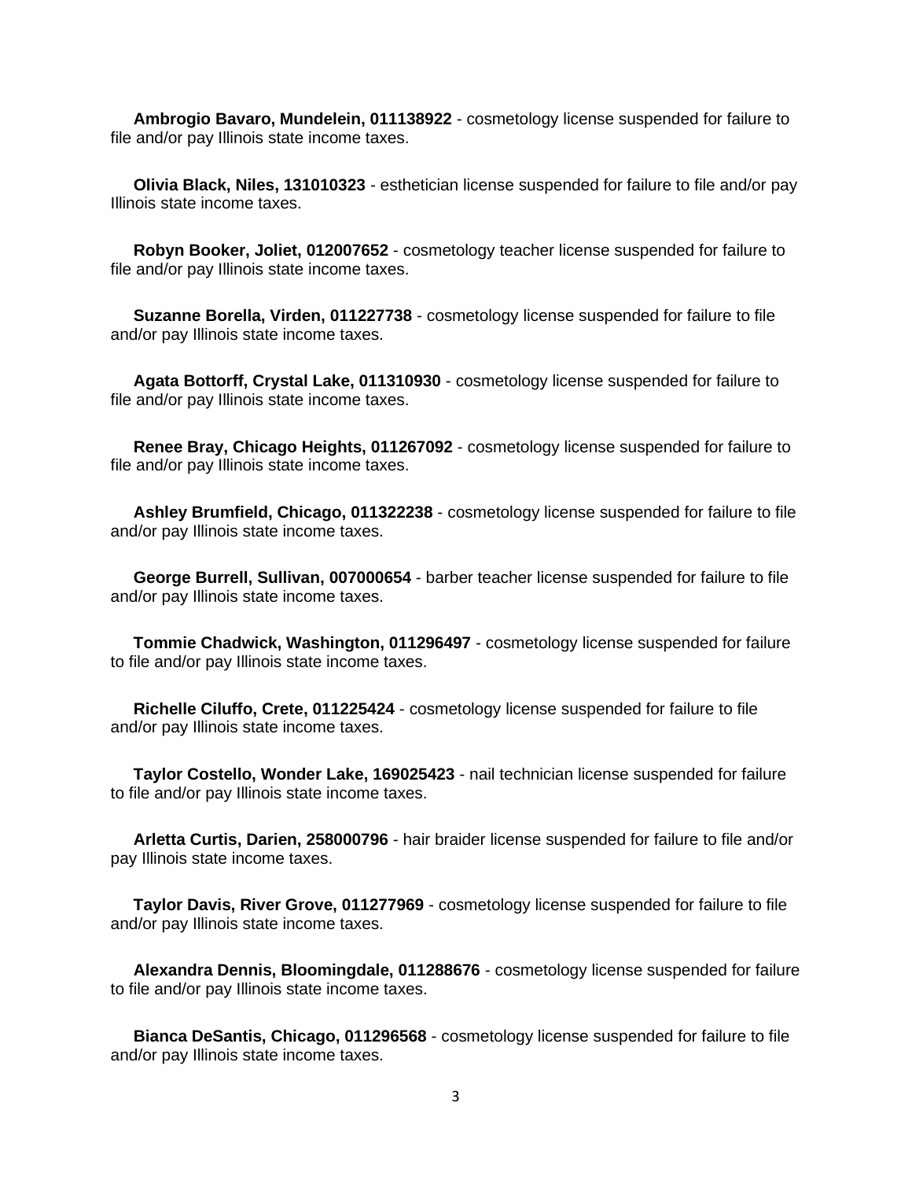**Ambrogio Bavaro, Mundelein, 011138922** - cosmetology license suspended for failure to file and/or pay Illinois state income taxes.

**Olivia Black, Niles, 131010323** - esthetician license suspended for failure to file and/or pay Illinois state income taxes.

**Robyn Booker, Joliet, 012007652** - cosmetology teacher license suspended for failure to file and/or pay Illinois state income taxes.

**Suzanne Borella, Virden, 011227738** - cosmetology license suspended for failure to file and/or pay Illinois state income taxes.

**Agata Bottorff, Crystal Lake, 011310930** - cosmetology license suspended for failure to file and/or pay Illinois state income taxes.

**Renee Bray, Chicago Heights, 011267092** - cosmetology license suspended for failure to file and/or pay Illinois state income taxes.

**Ashley Brumfield, Chicago, 011322238** - cosmetology license suspended for failure to file and/or pay Illinois state income taxes.

**George Burrell, Sullivan, 007000654** - barber teacher license suspended for failure to file and/or pay Illinois state income taxes.

**Tommie Chadwick, Washington, 011296497** - cosmetology license suspended for failure to file and/or pay Illinois state income taxes.

**Richelle Ciluffo, Crete, 011225424** - cosmetology license suspended for failure to file and/or pay Illinois state income taxes.

**Taylor Costello, Wonder Lake, 169025423** - nail technician license suspended for failure to file and/or pay Illinois state income taxes.

**Arletta Curtis, Darien, 258000796** - hair braider license suspended for failure to file and/or pay Illinois state income taxes.

**Taylor Davis, River Grove, 011277969** - cosmetology license suspended for failure to file and/or pay Illinois state income taxes.

**Alexandra Dennis, Bloomingdale, 011288676** - cosmetology license suspended for failure to file and/or pay Illinois state income taxes.

**Bianca DeSantis, Chicago, 011296568** - cosmetology license suspended for failure to file and/or pay Illinois state income taxes.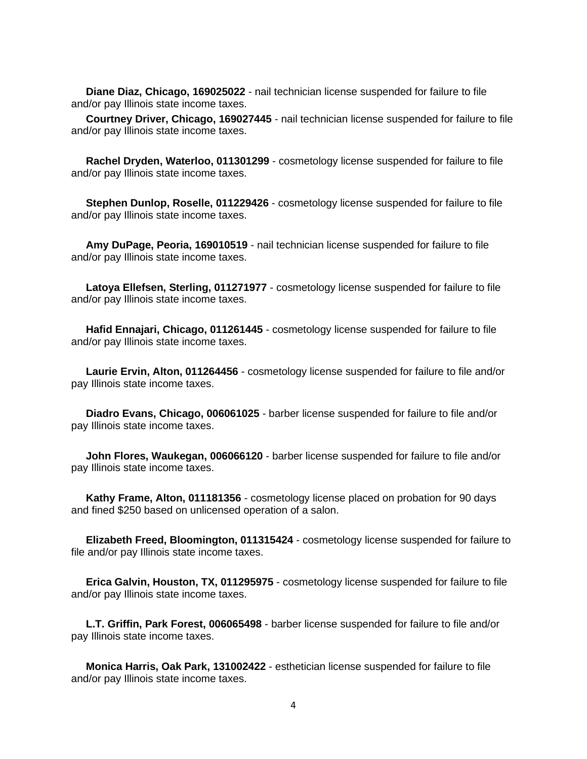**Diane Diaz, Chicago, 169025022** - nail technician license suspended for failure to file and/or pay Illinois state income taxes.

**Courtney Driver, Chicago, 169027445** - nail technician license suspended for failure to file and/or pay Illinois state income taxes.

**Rachel Dryden, Waterloo, 011301299** - cosmetology license suspended for failure to file and/or pay Illinois state income taxes.

**Stephen Dunlop, Roselle, 011229426** - cosmetology license suspended for failure to file and/or pay Illinois state income taxes.

**Amy DuPage, Peoria, 169010519** - nail technician license suspended for failure to file and/or pay Illinois state income taxes.

**Latoya Ellefsen, Sterling, 011271977** - cosmetology license suspended for failure to file and/or pay Illinois state income taxes.

**Hafid Ennajari, Chicago, 011261445** - cosmetology license suspended for failure to file and/or pay Illinois state income taxes.

**Laurie Ervin, Alton, 011264456** - cosmetology license suspended for failure to file and/or pay Illinois state income taxes.

**Diadro Evans, Chicago, 006061025** - barber license suspended for failure to file and/or pay Illinois state income taxes.

**John Flores, Waukegan, 006066120** - barber license suspended for failure to file and/or pay Illinois state income taxes.

**Kathy Frame, Alton, 011181356** - cosmetology license placed on probation for 90 days and fined $250 based on unlicensed operation of a salon.

**Elizabeth Freed, Bloomington, 011315424** - cosmetology license suspended for failure to file and/or pay Illinois state income taxes.

**Erica Galvin, Houston, TX, 011295975** - cosmetology license suspended for failure to file and/or pay Illinois state income taxes.

**L.T. Griffin, Park Forest, 006065498** - barber license suspended for failure to file and/or pay Illinois state income taxes.

**Monica Harris, Oak Park, 131002422** - esthetician license suspended for failure to file and/or pay Illinois state income taxes.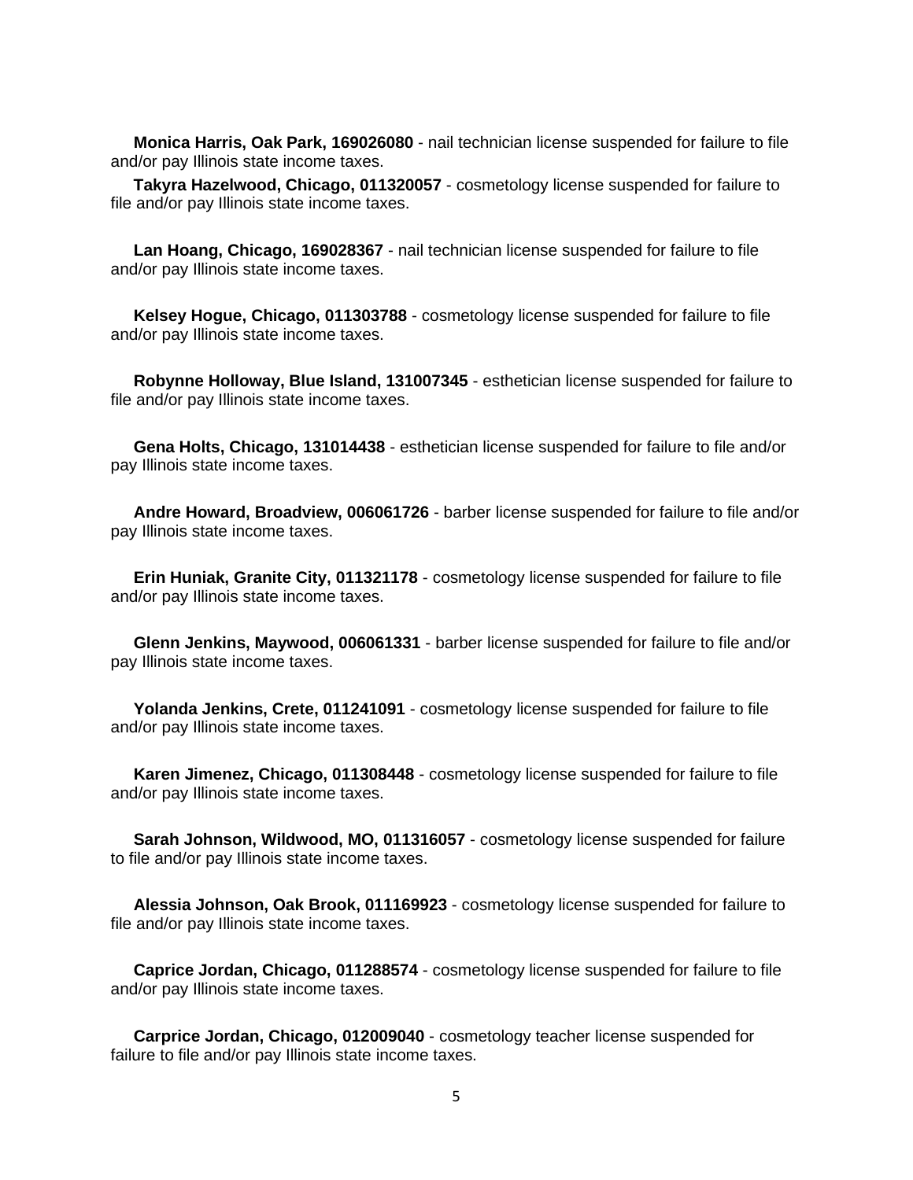**Monica Harris, Oak Park, 169026080** - nail technician license suspended for failure to file and/or pay Illinois state income taxes.

**Takyra Hazelwood, Chicago, 011320057** - cosmetology license suspended for failure to file and/or pay Illinois state income taxes.

**Lan Hoang, Chicago, 169028367** - nail technician license suspended for failure to file and/or pay Illinois state income taxes.

**Kelsey Hogue, Chicago, 011303788** - cosmetology license suspended for failure to file and/or pay Illinois state income taxes.

**Robynne Holloway, Blue Island, 131007345** - esthetician license suspended for failure to file and/or pay Illinois state income taxes.

**Gena Holts, Chicago, 131014438** - esthetician license suspended for failure to file and/or pay Illinois state income taxes.

**Andre Howard, Broadview, 006061726** - barber license suspended for failure to file and/or pay Illinois state income taxes.

**Erin Huniak, Granite City, 011321178** - cosmetology license suspended for failure to file and/or pay Illinois state income taxes.

**Glenn Jenkins, Maywood, 006061331** - barber license suspended for failure to file and/or pay Illinois state income taxes.

**Yolanda Jenkins, Crete, 011241091** - cosmetology license suspended for failure to file and/or pay Illinois state income taxes.

**Karen Jimenez, Chicago, 011308448** - cosmetology license suspended for failure to file and/or pay Illinois state income taxes.

**Sarah Johnson, Wildwood, MO, 011316057** - cosmetology license suspended for failure to file and/or pay Illinois state income taxes.

**Alessia Johnson, Oak Brook, 011169923** - cosmetology license suspended for failure to file and/or pay Illinois state income taxes.

**Caprice Jordan, Chicago, 011288574** - cosmetology license suspended for failure to file and/or pay Illinois state income taxes.

**Carprice Jordan, Chicago, 012009040** - cosmetology teacher license suspended for failure to file and/or pay Illinois state income taxes.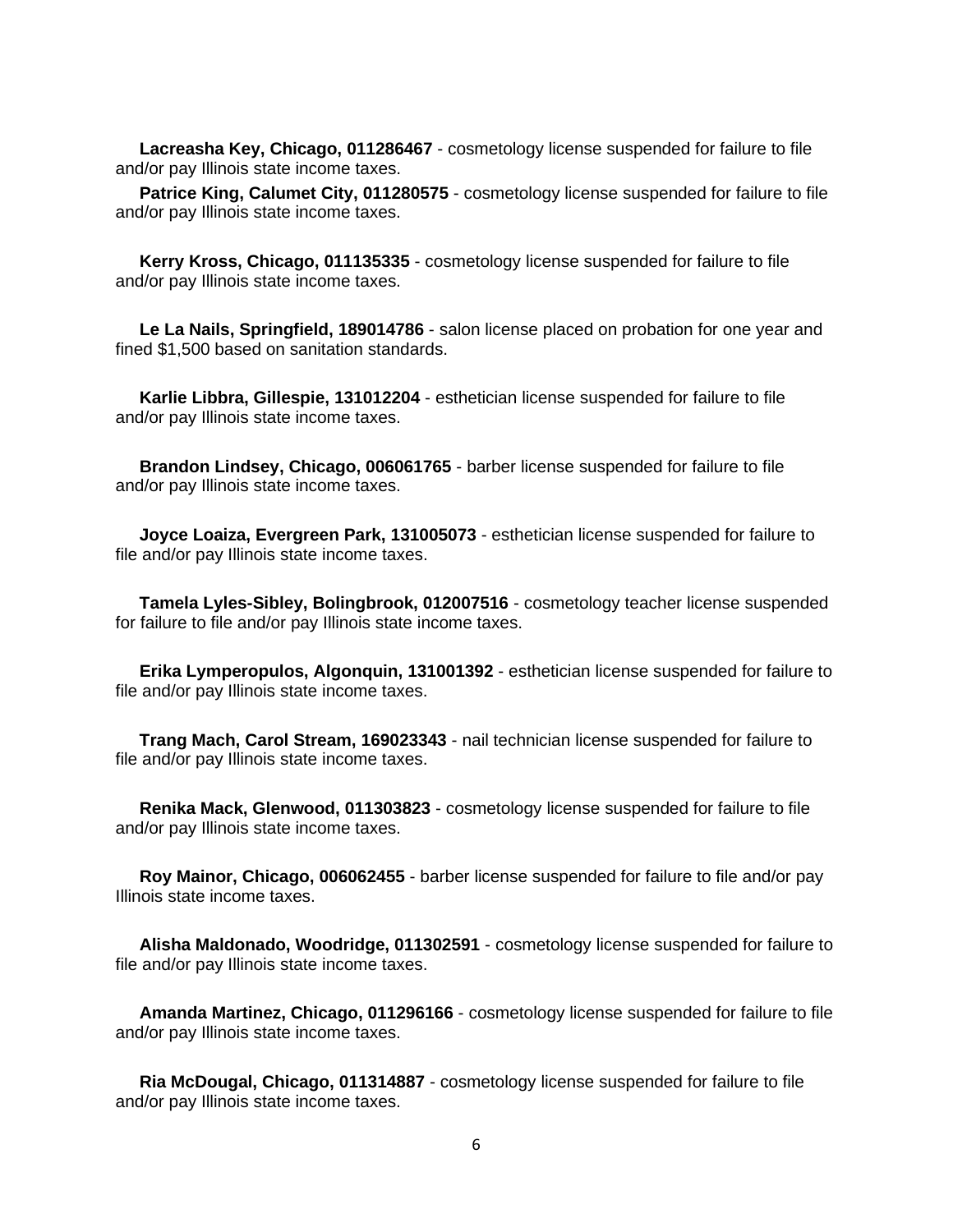**Lacreasha Key, Chicago, 011286467** - cosmetology license suspended for failure to file and/or pay Illinois state income taxes.

**Patrice King, Calumet City, 011280575** - cosmetology license suspended for failure to file and/or pay Illinois state income taxes.

**Kerry Kross, Chicago, 011135335** - cosmetology license suspended for failure to file and/or pay Illinois state income taxes.

**Le La Nails, Springfield, 189014786** - salon license placed on probation for one year and fined $1,500 based on sanitation standards.

**Karlie Libbra, Gillespie, 131012204** - esthetician license suspended for failure to file and/or pay Illinois state income taxes.

**Brandon Lindsey, Chicago, 006061765** - barber license suspended for failure to file and/or pay Illinois state income taxes.

**Joyce Loaiza, Evergreen Park, 131005073** - esthetician license suspended for failure to file and/or pay Illinois state income taxes.

**Tamela Lyles-Sibley, Bolingbrook, 012007516** - cosmetology teacher license suspended for failure to file and/or pay Illinois state income taxes.

**Erika Lymperopulos, Algonquin, 131001392** - esthetician license suspended for failure to file and/or pay Illinois state income taxes.

**Trang Mach, Carol Stream, 169023343** - nail technician license suspended for failure to file and/or pay Illinois state income taxes.

**Renika Mack, Glenwood, 011303823** - cosmetology license suspended for failure to file and/or pay Illinois state income taxes.

**Roy Mainor, Chicago, 006062455** - barber license suspended for failure to file and/or pay Illinois state income taxes.

**Alisha Maldonado, Woodridge, 011302591** - cosmetology license suspended for failure to file and/or pay Illinois state income taxes.

**Amanda Martinez, Chicago, 011296166** - cosmetology license suspended for failure to file and/or pay Illinois state income taxes.

**Ria McDougal, Chicago, 011314887** - cosmetology license suspended for failure to file and/or pay Illinois state income taxes.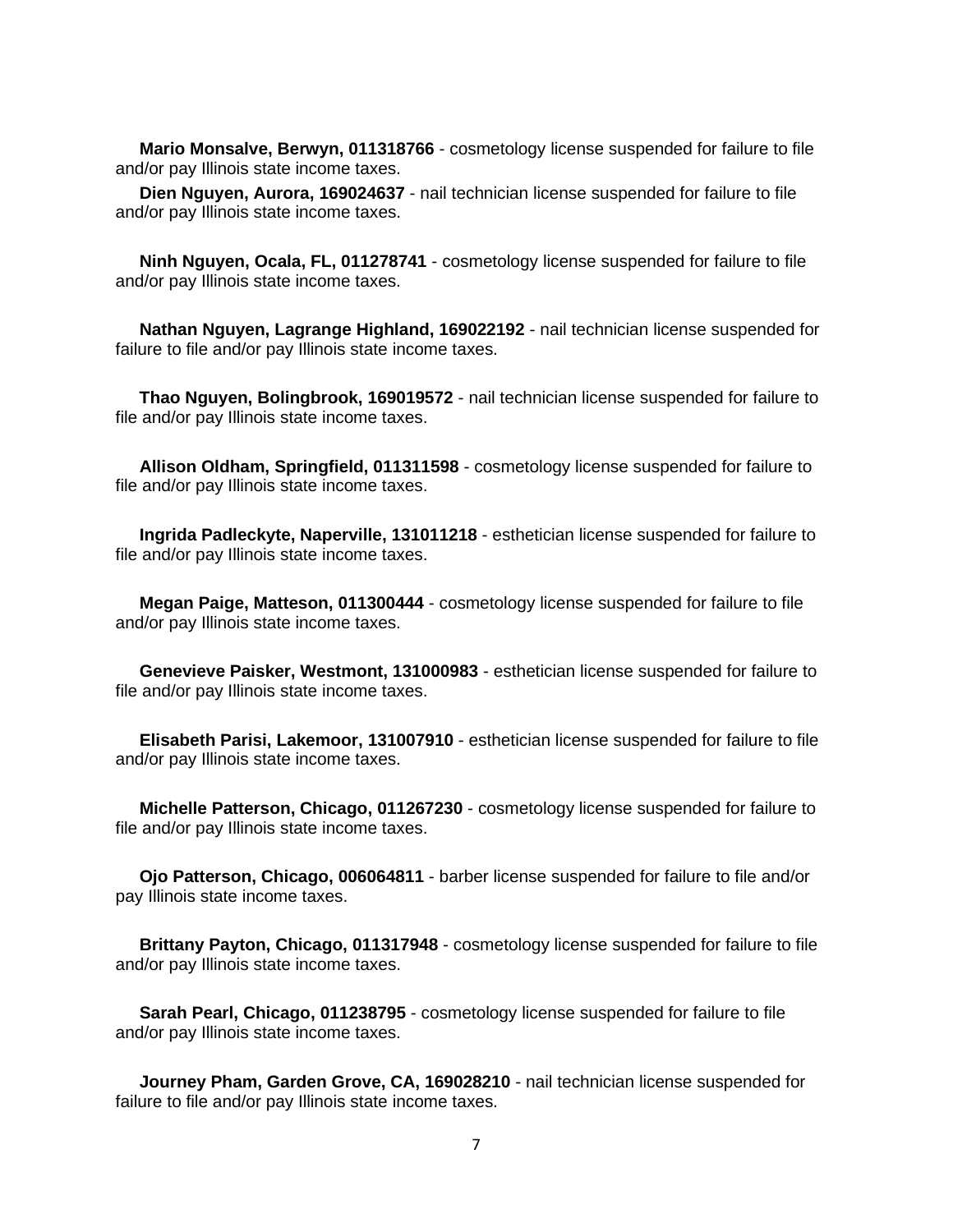**Mario Monsalve, Berwyn, 011318766** - cosmetology license suspended for failure to file and/or pay Illinois state income taxes.

**Dien Nguyen, Aurora, 169024637** - nail technician license suspended for failure to file and/or pay Illinois state income taxes.

**Ninh Nguyen, Ocala, FL, 011278741** - cosmetology license suspended for failure to file and/or pay Illinois state income taxes.

**Nathan Nguyen, Lagrange Highland, 169022192** - nail technician license suspended for failure to file and/or pay Illinois state income taxes.

**Thao Nguyen, Bolingbrook, 169019572** - nail technician license suspended for failure to file and/or pay Illinois state income taxes.

**Allison Oldham, Springfield, 011311598** - cosmetology license suspended for failure to file and/or pay Illinois state income taxes.

**Ingrida Padleckyte, Naperville, 131011218** - esthetician license suspended for failure to file and/or pay Illinois state income taxes.

**Megan Paige, Matteson, 011300444** - cosmetology license suspended for failure to file and/or pay Illinois state income taxes.

**Genevieve Paisker, Westmont, 131000983** - esthetician license suspended for failure to file and/or pay Illinois state income taxes.

**Elisabeth Parisi, Lakemoor, 131007910** - esthetician license suspended for failure to file and/or pay Illinois state income taxes.

**Michelle Patterson, Chicago, 011267230** - cosmetology license suspended for failure to file and/or pay Illinois state income taxes.

**Ojo Patterson, Chicago, 006064811** - barber license suspended for failure to file and/or pay Illinois state income taxes.

**Brittany Payton, Chicago, 011317948** - cosmetology license suspended for failure to file and/or pay Illinois state income taxes.

**Sarah Pearl, Chicago, 011238795** - cosmetology license suspended for failure to file and/or pay Illinois state income taxes.

**Journey Pham, Garden Grove, CA, 169028210** - nail technician license suspended for failure to file and/or pay Illinois state income taxes.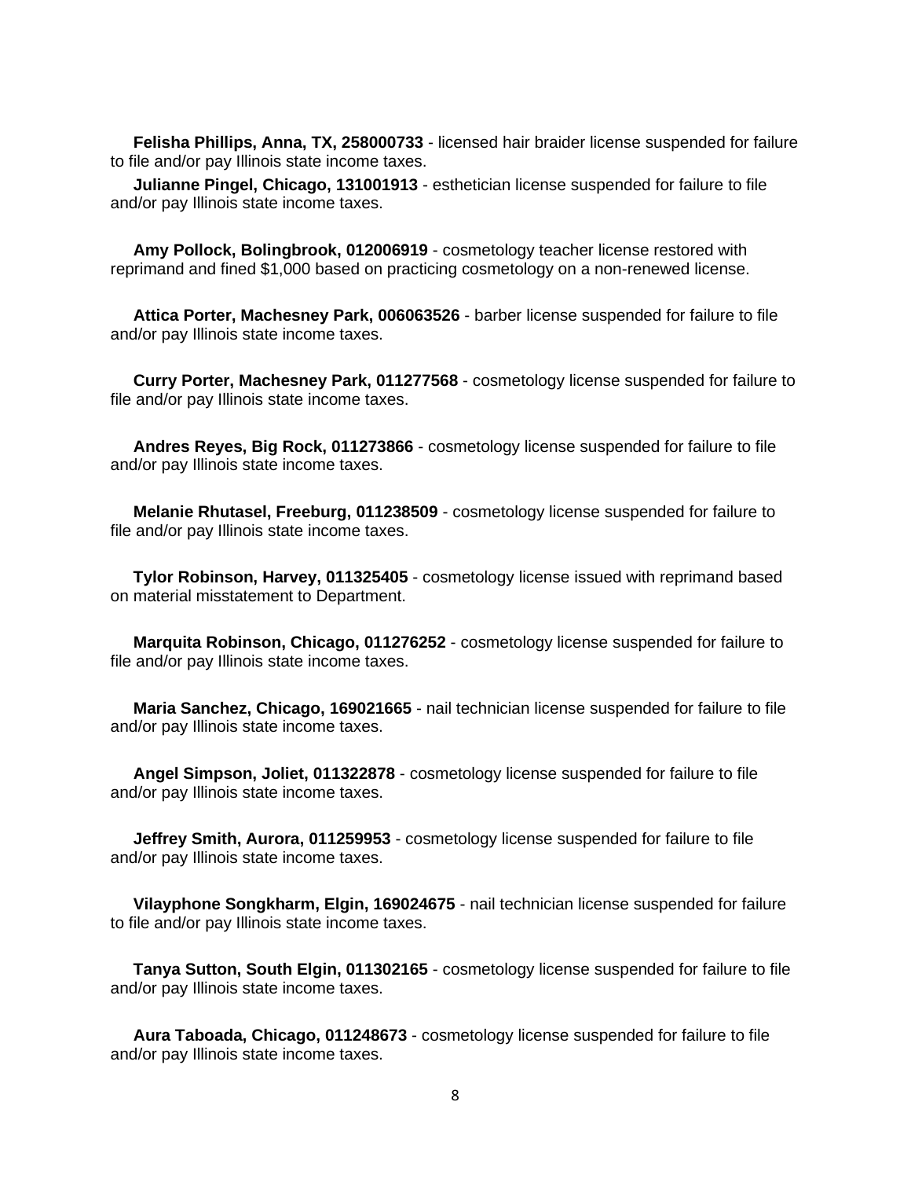**Felisha Phillips, Anna, TX, 258000733** - licensed hair braider license suspended for failure to file and/or pay Illinois state income taxes.

**Julianne Pingel, Chicago, 131001913** - esthetician license suspended for failure to file and/or pay Illinois state income taxes.

**Amy Pollock, Bolingbrook, 012006919** - cosmetology teacher license restored with reprimand and fined $1,000 based on practicing cosmetology on a non-renewed license.

**Attica Porter, Machesney Park, 006063526** - barber license suspended for failure to file and/or pay Illinois state income taxes.

**Curry Porter, Machesney Park, 011277568** - cosmetology license suspended for failure to file and/or pay Illinois state income taxes.

**Andres Reyes, Big Rock, 011273866** - cosmetology license suspended for failure to file and/or pay Illinois state income taxes.

**Melanie Rhutasel, Freeburg, 011238509** - cosmetology license suspended for failure to file and/or pay Illinois state income taxes.

**Tylor Robinson, Harvey, 011325405** - cosmetology license issued with reprimand based on material misstatement to Department.

**Marquita Robinson, Chicago, 011276252** - cosmetology license suspended for failure to file and/or pay Illinois state income taxes.

**Maria Sanchez, Chicago, 169021665** - nail technician license suspended for failure to file and/or pay Illinois state income taxes.

**Angel Simpson, Joliet, 011322878** - cosmetology license suspended for failure to file and/or pay Illinois state income taxes.

**Jeffrey Smith, Aurora, 011259953** - cosmetology license suspended for failure to file and/or pay Illinois state income taxes.

**Vilayphone Songkharm, Elgin, 169024675** - nail technician license suspended for failure to file and/or pay Illinois state income taxes.

**Tanya Sutton, South Elgin, 011302165** - cosmetology license suspended for failure to file and/or pay Illinois state income taxes.

**Aura Taboada, Chicago, 011248673** - cosmetology license suspended for failure to file and/or pay Illinois state income taxes.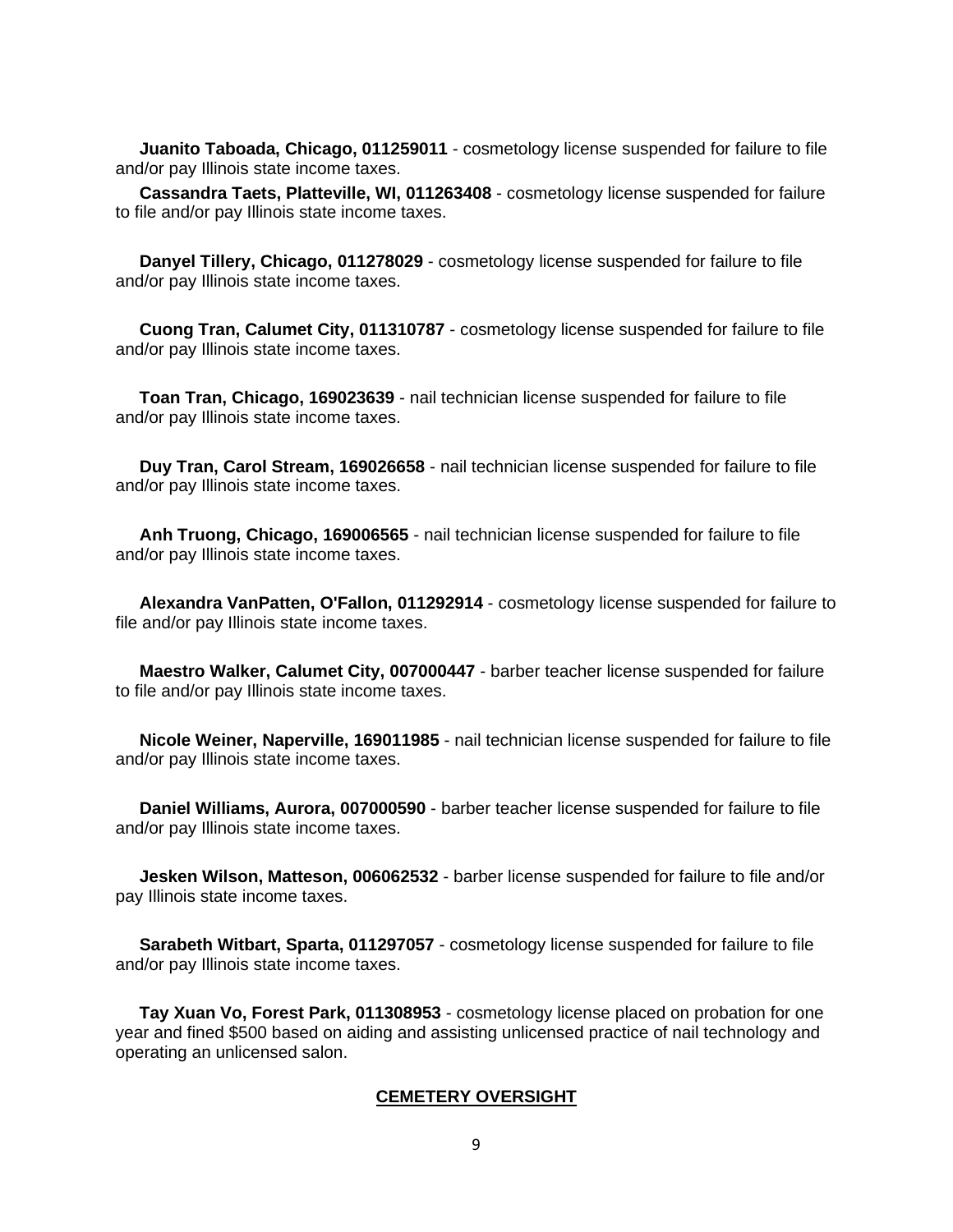**Juanito Taboada, Chicago, 011259011** - cosmetology license suspended for failure to file and/or pay Illinois state income taxes.

**Cassandra Taets, Platteville, WI, 011263408** - cosmetology license suspended for failure to file and/or pay Illinois state income taxes.

**Danyel Tillery, Chicago, 011278029** - cosmetology license suspended for failure to file and/or pay Illinois state income taxes.

**Cuong Tran, Calumet City, 011310787** - cosmetology license suspended for failure to file and/or pay Illinois state income taxes.

**Toan Tran, Chicago, 169023639** - nail technician license suspended for failure to file and/or pay Illinois state income taxes.

**Duy Tran, Carol Stream, 169026658** - nail technician license suspended for failure to file and/or pay Illinois state income taxes.

**Anh Truong, Chicago, 169006565** - nail technician license suspended for failure to file and/or pay Illinois state income taxes.

**Alexandra VanPatten, O'Fallon, 011292914** - cosmetology license suspended for failure to file and/or pay Illinois state income taxes.

**Maestro Walker, Calumet City, 007000447** - barber teacher license suspended for failure to file and/or pay Illinois state income taxes.

**Nicole Weiner, Naperville, 169011985** - nail technician license suspended for failure to file and/or pay Illinois state income taxes.

**Daniel Williams, Aurora, 007000590** - barber teacher license suspended for failure to file and/or pay Illinois state income taxes.

**Jesken Wilson, Matteson, 006062532** - barber license suspended for failure to file and/or pay Illinois state income taxes.

**Sarabeth Witbart, Sparta, 011297057** - cosmetology license suspended for failure to file and/or pay Illinois state income taxes.

**Tay Xuan Vo, Forest Park, 011308953** - cosmetology license placed on probation for one year and fined $500 based on aiding and assisting unlicensed practice of nail technology and operating an unlicensed salon.

## CEMETERY OVERSIGHT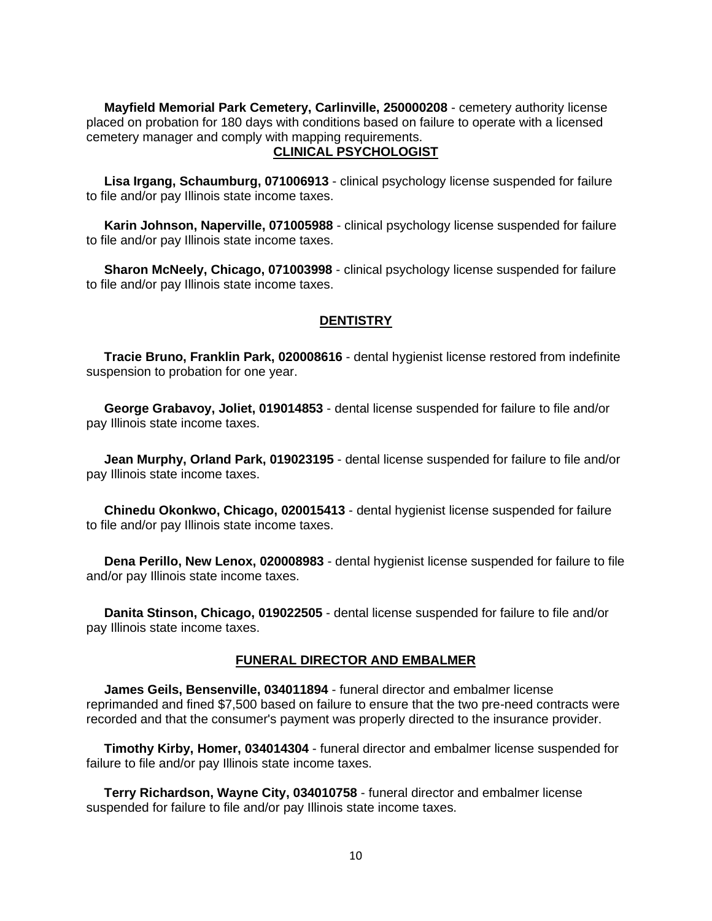**Mayfield Memorial Park Cemetery, Carlinville, 250000208** - cemetery authority license placed on probation for 180 days with conditions based on failure to operate with a licensed cemetery manager and comply with mapping requirements.

## CLINICAL PSYCHOLOGIST

**Lisa Irgang, Schaumburg, 071006913** - clinical psychology license suspended for failure to file and/or pay Illinois state income taxes.

**Karin Johnson, Naperville, 071005988** - clinical psychology license suspended for failure to file and/or pay Illinois state income taxes.

**Sharon McNeely, Chicago, 071003998** - clinical psychology license suspended for failure to file and/or pay Illinois state income taxes.

## DENTISTRY

**Tracie Bruno, Franklin Park, 020008616** - dental hygienist license restored from indefinite suspension to probation for one year.

**George Grabavoy, Joliet, 019014853** - dental license suspended for failure to file and/or pay Illinois state income taxes.

**Jean Murphy, Orland Park, 019023195** - dental license suspended for failure to file and/or pay Illinois state income taxes.

**Chinedu Okonkwo, Chicago, 020015413** - dental hygienist license suspended for failure to file and/or pay Illinois state income taxes.

**Dena Perillo, New Lenox, 020008983** - dental hygienist license suspended for failure to file and/or pay Illinois state income taxes.

**Danita Stinson, Chicago, 019022505** - dental license suspended for failure to file and/or pay Illinois state income taxes.

## FUNERAL DIRECTOR AND EMBALMER

**James Geils, Bensenville, 034011894** - funeral director and embalmer license reprimanded and fined $7,500 based on failure to ensure that the two pre-need contracts were recorded and that the consumer's payment was properly directed to the insurance provider.

**Timothy Kirby, Homer, 034014304** - funeral director and embalmer license suspended for failure to file and/or pay Illinois state income taxes.

**Terry Richardson, Wayne City, 034010758** - funeral director and embalmer license suspended for failure to file and/or pay Illinois state income taxes.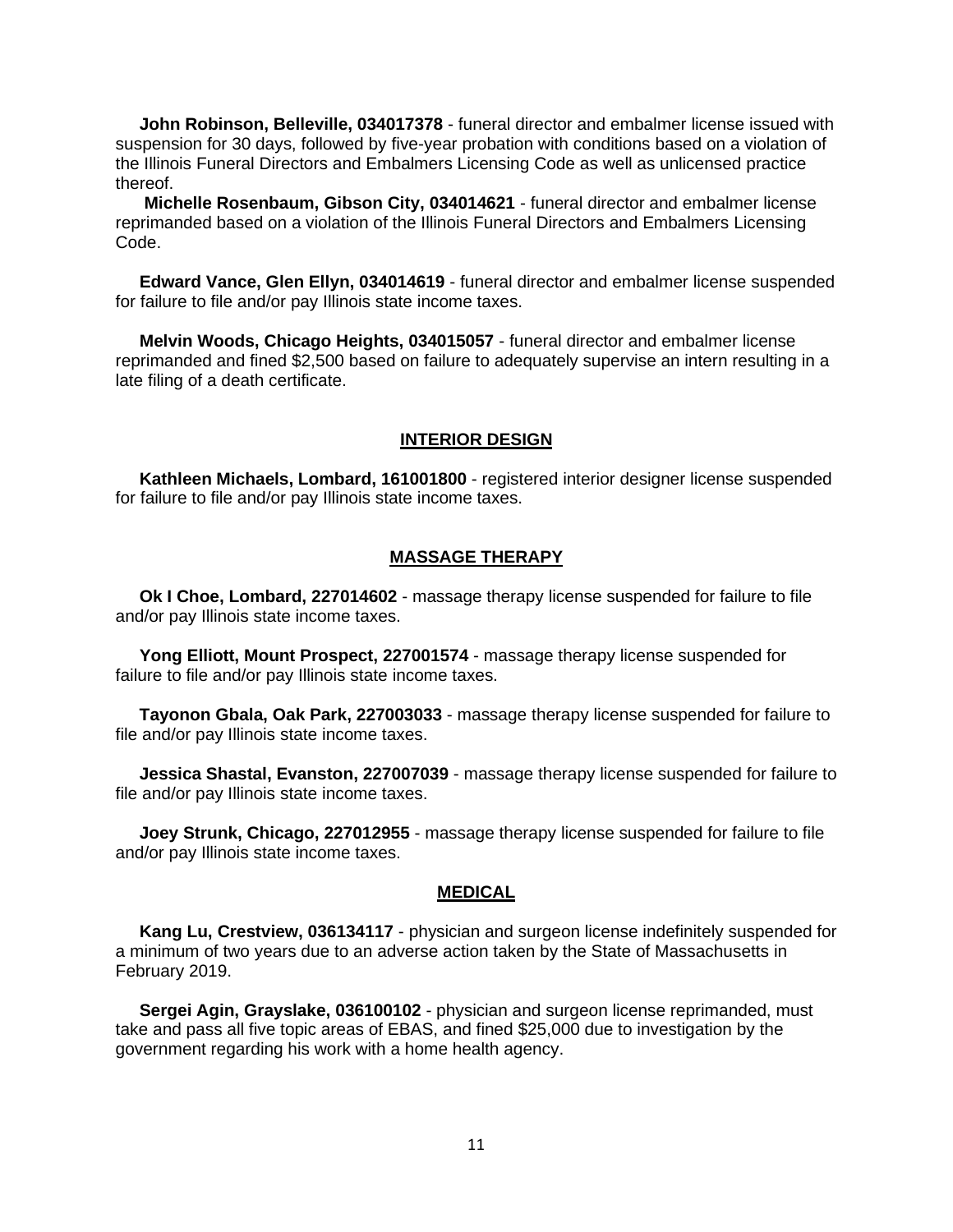**John Robinson, Belleville, 034017378** - funeral director and embalmer license issued with suspension for 30 days, followed by five-year probation with conditions based on a violation of the Illinois Funeral Directors and Embalmers Licensing Code as well as unlicensed practice thereof.

**Michelle Rosenbaum, Gibson City, 034014621** - funeral director and embalmer license reprimanded based on a violation of the Illinois Funeral Directors and Embalmers Licensing Code.

**Edward Vance, Glen Ellyn, 034014619** - funeral director and embalmer license suspended for failure to file and/or pay Illinois state income taxes.

**Melvin Woods, Chicago Heights, 034015057** - funeral director and embalmer license reprimanded and fined $2,500 based on failure to adequately supervise an intern resulting in a late filing of a death certificate.

## INTERIOR DESIGN

**Kathleen Michaels, Lombard, 161001800** - registered interior designer license suspended for failure to file and/or pay Illinois state income taxes.

## MASSAGE THERAPY

**Ok I Choe, Lombard, 227014602** - massage therapy license suspended for failure to file and/or pay Illinois state income taxes.

**Yong Elliott, Mount Prospect, 227001574** - massage therapy license suspended for failure to file and/or pay Illinois state income taxes.

**Tayonon Gbala, Oak Park, 227003033** - massage therapy license suspended for failure to file and/or pay Illinois state income taxes.

**Jessica Shastal, Evanston, 227007039** - massage therapy license suspended for failure to file and/or pay Illinois state income taxes.

**Joey Strunk, Chicago, 227012955** - massage therapy license suspended for failure to file and/or pay Illinois state income taxes.

## MEDICAL

**Kang Lu, Crestview, 036134117** - physician and surgeon license indefinitely suspended for a minimum of two years due to an adverse action taken by the State of Massachusetts in February 2019.

**Sergei Agin, Grayslake, 036100102** - physician and surgeon license reprimanded, must take and pass all five topic areas of EBAS, and fined $25,000 due to investigation by the government regarding his work with a home health agency.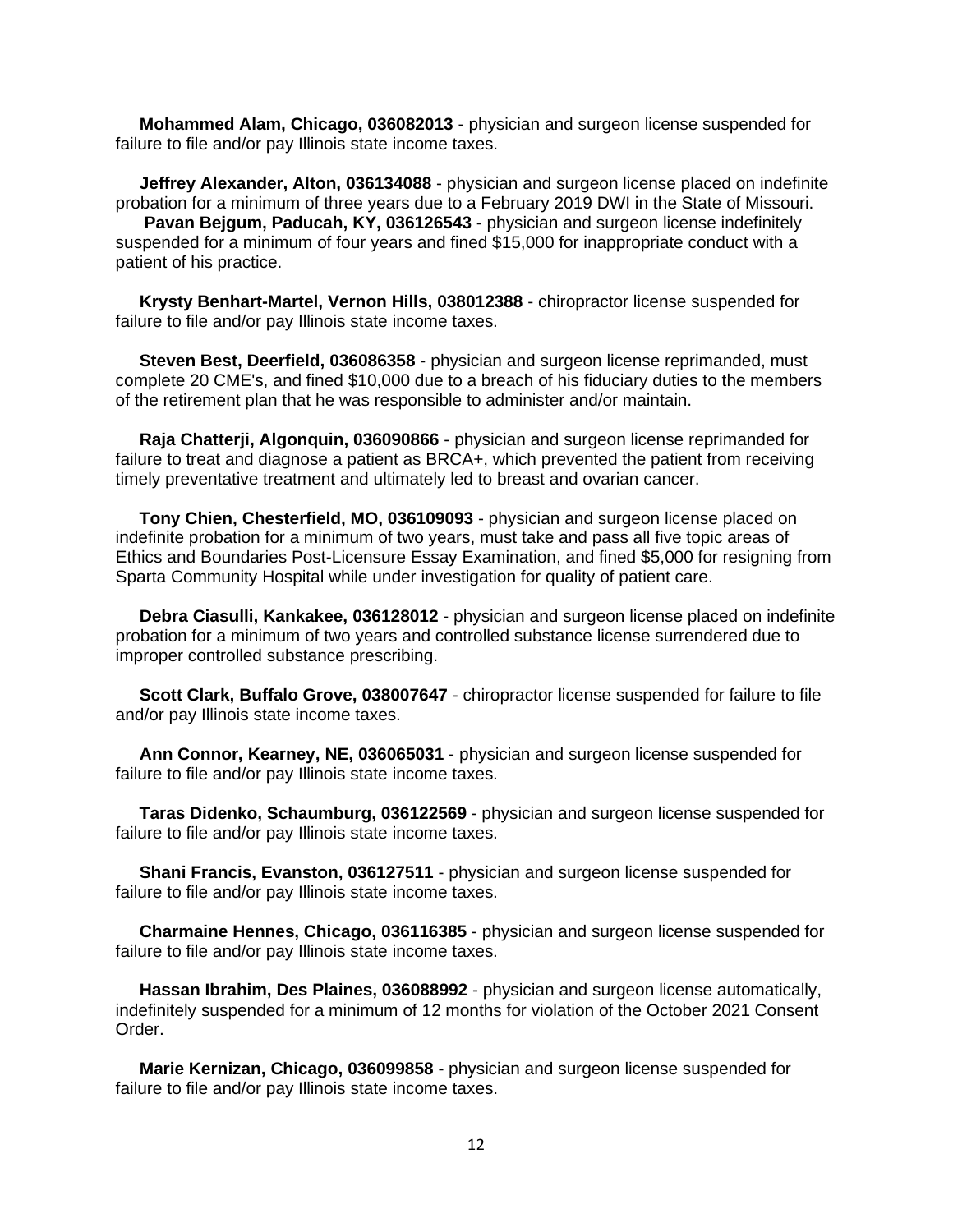**Mohammed Alam, Chicago, 036082013** - physician and surgeon license suspended for failure to file and/or pay Illinois state income taxes.

**Jeffrey Alexander, Alton, 036134088** - physician and surgeon license placed on indefinite probation for a minimum of three years due to a February 2019 DWI in the State of Missouri.

**Pavan Bejgum, Paducah, KY, 036126543** - physician and surgeon license indefinitely suspended for a minimum of four years and fined $15,000 for inappropriate conduct with a patient of his practice.

**Krysty Benhart-Martel, Vernon Hills, 038012388** - chiropractor license suspended for failure to file and/or pay Illinois state income taxes.

**Steven Best, Deerfield, 036086358** - physician and surgeon license reprimanded, must complete 20 CME's, and fined $10,000 due to a breach of his fiduciary duties to the members of the retirement plan that he was responsible to administer and/or maintain.

**Raja Chatterji, Algonquin, 036090866** - physician and surgeon license reprimanded for failure to treat and diagnose a patient as BRCA+, which prevented the patient from receiving timely preventative treatment and ultimately led to breast and ovarian cancer.

**Tony Chien, Chesterfield, MO, 036109093** - physician and surgeon license placed on indefinite probation for a minimum of two years, must take and pass all five topic areas of Ethics and Boundaries Post-Licensure Essay Examination, and fined $5,000 for resigning from Sparta Community Hospital while under investigation for quality of patient care.

**Debra Ciasulli, Kankakee, 036128012** - physician and surgeon license placed on indefinite probation for a minimum of two years and controlled substance license surrendered due to improper controlled substance prescribing.

**Scott Clark, Buffalo Grove, 038007647** - chiropractor license suspended for failure to file and/or pay Illinois state income taxes.

**Ann Connor, Kearney, NE, 036065031** - physician and surgeon license suspended for failure to file and/or pay Illinois state income taxes.

**Taras Didenko, Schaumburg, 036122569** - physician and surgeon license suspended for failure to file and/or pay Illinois state income taxes.

**Shani Francis, Evanston, 036127511** - physician and surgeon license suspended for failure to file and/or pay Illinois state income taxes.

**Charmaine Hennes, Chicago, 036116385** - physician and surgeon license suspended for failure to file and/or pay Illinois state income taxes.

**Hassan Ibrahim, Des Plaines, 036088992** - physician and surgeon license automatically, indefinitely suspended for a minimum of 12 months for violation of the October 2021 Consent Order.

**Marie Kernizan, Chicago, 036099858** - physician and surgeon license suspended for failure to file and/or pay Illinois state income taxes.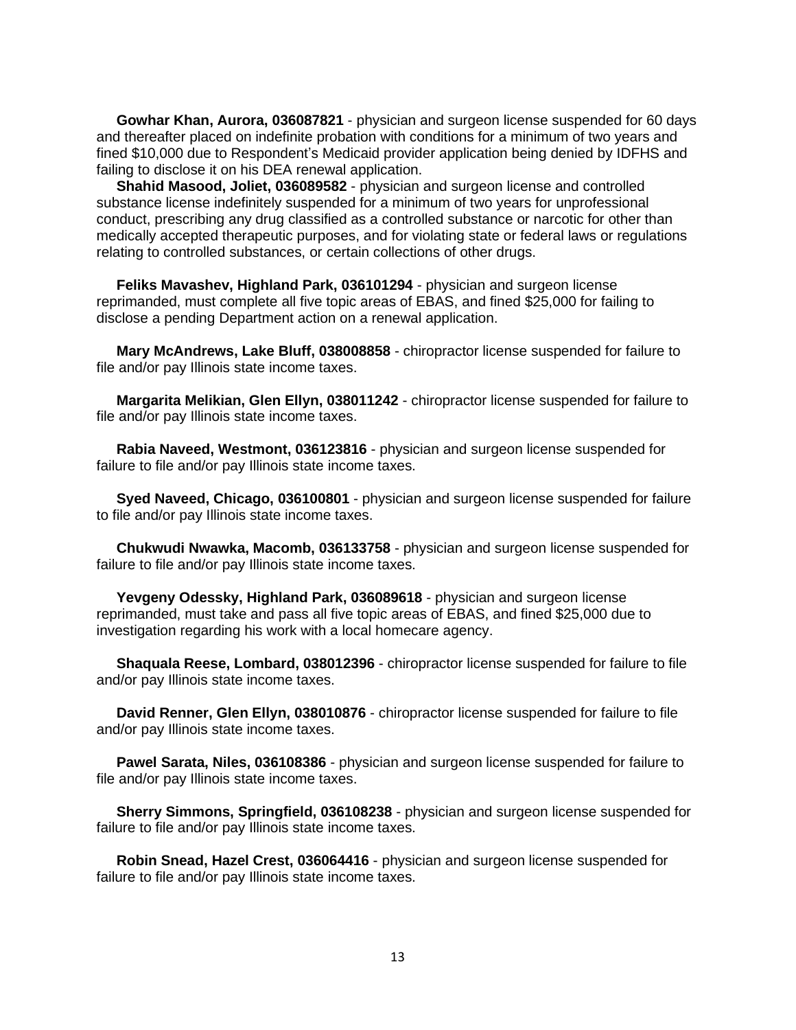**Gowhar Khan, Aurora, 036087821** - physician and surgeon license suspended for 60 days and thereafter placed on indefinite probation with conditions for a minimum of two years and fined $10,000 due to Respondent's Medicaid provider application being denied by IDFHS and failing to disclose it on his DEA renewal application.

**Shahid Masood, Joliet, 036089582** - physician and surgeon license and controlled substance license indefinitely suspended for a minimum of two years for unprofessional conduct, prescribing any drug classified as a controlled substance or narcotic for other than medically accepted therapeutic purposes, and for violating state or federal laws or regulations relating to controlled substances, or certain collections of other drugs.

**Feliks Mavashev, Highland Park, 036101294** - physician and surgeon license reprimanded, must complete all five topic areas of EBAS, and fined $25,000 for failing to disclose a pending Department action on a renewal application.

**Mary McAndrews, Lake Bluff, 038008858** - chiropractor license suspended for failure to file and/or pay Illinois state income taxes.

**Margarita Melikian, Glen Ellyn, 038011242** - chiropractor license suspended for failure to file and/or pay Illinois state income taxes.

**Rabia Naveed, Westmont, 036123816** - physician and surgeon license suspended for failure to file and/or pay Illinois state income taxes.

**Syed Naveed, Chicago, 036100801** - physician and surgeon license suspended for failure to file and/or pay Illinois state income taxes.

**Chukwudi Nwawka, Macomb, 036133758** - physician and surgeon license suspended for failure to file and/or pay Illinois state income taxes.

**Yevgeny Odessky, Highland Park, 036089618** - physician and surgeon license reprimanded, must take and pass all five topic areas of EBAS, and fined $25,000 due to investigation regarding his work with a local homecare agency.

**Shaquala Reese, Lombard, 038012396** - chiropractor license suspended for failure to file and/or pay Illinois state income taxes.

**David Renner, Glen Ellyn, 038010876** - chiropractor license suspended for failure to file and/or pay Illinois state income taxes.

**Pawel Sarata, Niles, 036108386** - physician and surgeon license suspended for failure to file and/or pay Illinois state income taxes.

**Sherry Simmons, Springfield, 036108238** - physician and surgeon license suspended for failure to file and/or pay Illinois state income taxes.

**Robin Snead, Hazel Crest, 036064416** - physician and surgeon license suspended for failure to file and/or pay Illinois state income taxes.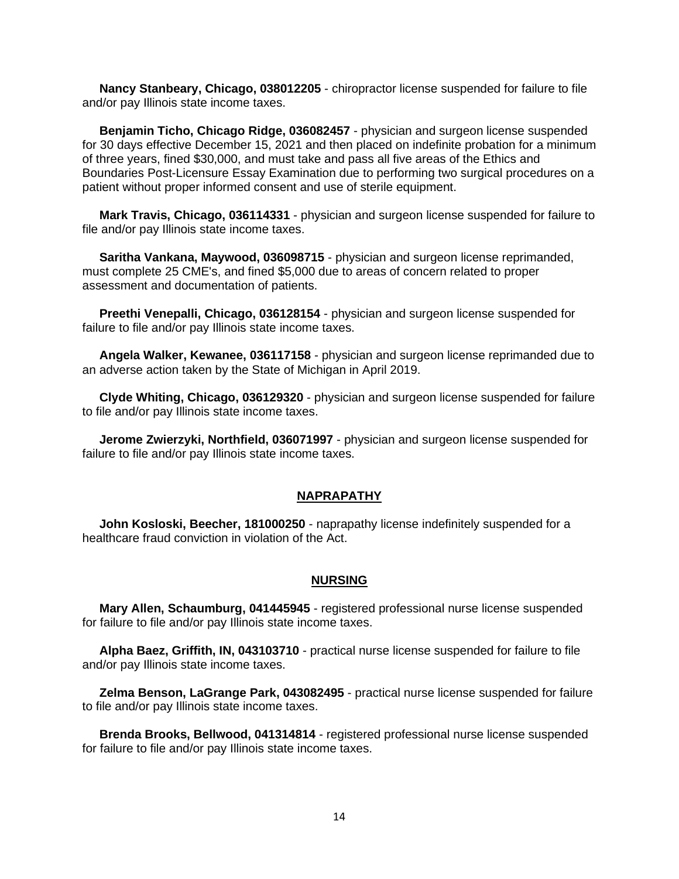**Nancy Stanbeary, Chicago, 038012205** - chiropractor license suspended for failure to file and/or pay Illinois state income taxes.

**Benjamin Ticho, Chicago Ridge, 036082457** - physician and surgeon license suspended for 30 days effective December 15, 2021 and then placed on indefinite probation for a minimum of three years, fined $30,000, and must take and pass all five areas of the Ethics and Boundaries Post-Licensure Essay Examination due to performing two surgical procedures on a patient without proper informed consent and use of sterile equipment.

**Mark Travis, Chicago, 036114331** - physician and surgeon license suspended for failure to file and/or pay Illinois state income taxes.

**Saritha Vankana, Maywood, 036098715** - physician and surgeon license reprimanded, must complete 25 CME's, and fined $5,000 due to areas of concern related to proper assessment and documentation of patients.

**Preethi Venepalli, Chicago, 036128154** - physician and surgeon license suspended for failure to file and/or pay Illinois state income taxes.

**Angela Walker, Kewanee, 036117158** - physician and surgeon license reprimanded due to an adverse action taken by the State of Michigan in April 2019.

**Clyde Whiting, Chicago, 036129320** - physician and surgeon license suspended for failure to file and/or pay Illinois state income taxes.

**Jerome Zwierzyki, Northfield, 036071997** - physician and surgeon license suspended for failure to file and/or pay Illinois state income taxes.

## NAPRAPATHY

**John Kosloski, Beecher, 181000250** - naprapathy license indefinitely suspended for a healthcare fraud conviction in violation of the Act.

## NURSING

**Mary Allen, Schaumburg, 041445945** - registered professional nurse license suspended for failure to file and/or pay Illinois state income taxes.

**Alpha Baez, Griffith, IN, 043103710** - practical nurse license suspended for failure to file and/or pay Illinois state income taxes.

**Zelma Benson, LaGrange Park, 043082495** - practical nurse license suspended for failure to file and/or pay Illinois state income taxes.

**Brenda Brooks, Bellwood, 041314814** - registered professional nurse license suspended for failure to file and/or pay Illinois state income taxes.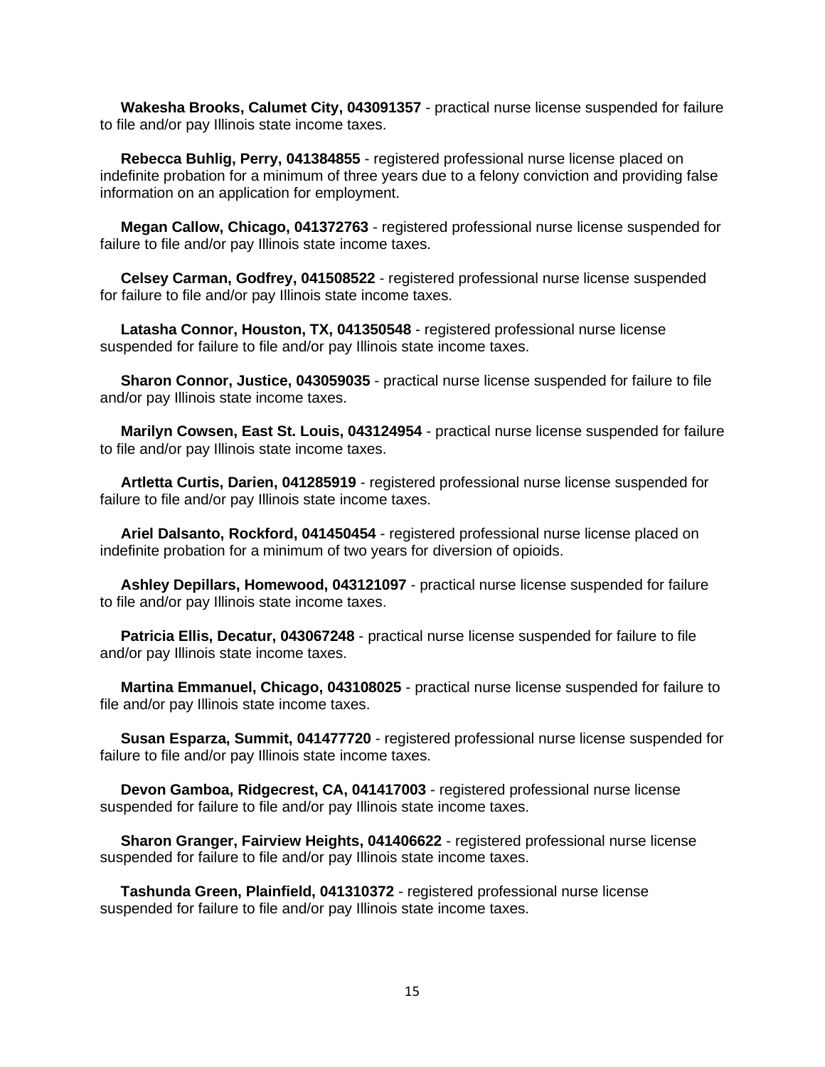**Wakesha Brooks, Calumet City, 043091357** - practical nurse license suspended for failure to file and/or pay Illinois state income taxes.

**Rebecca Buhlig, Perry, 041384855** - registered professional nurse license placed on indefinite probation for a minimum of three years due to a felony conviction and providing false information on an application for employment.

**Megan Callow, Chicago, 041372763** - registered professional nurse license suspended for failure to file and/or pay Illinois state income taxes.

**Celsey Carman, Godfrey, 041508522** - registered professional nurse license suspended for failure to file and/or pay Illinois state income taxes.

**Latasha Connor, Houston, TX, 041350548** - registered professional nurse license suspended for failure to file and/or pay Illinois state income taxes.

**Sharon Connor, Justice, 043059035** - practical nurse license suspended for failure to file and/or pay Illinois state income taxes.

**Marilyn Cowsen, East St. Louis, 043124954** - practical nurse license suspended for failure to file and/or pay Illinois state income taxes.

**Artletta Curtis, Darien, 041285919** - registered professional nurse license suspended for failure to file and/or pay Illinois state income taxes.

**Ariel Dalsanto, Rockford, 041450454** - registered professional nurse license placed on indefinite probation for a minimum of two years for diversion of opioids.

**Ashley Depillars, Homewood, 043121097** - practical nurse license suspended for failure to file and/or pay Illinois state income taxes.

**Patricia Ellis, Decatur, 043067248** - practical nurse license suspended for failure to file and/or pay Illinois state income taxes.

**Martina Emmanuel, Chicago, 043108025** - practical nurse license suspended for failure to file and/or pay Illinois state income taxes.

**Susan Esparza, Summit, 041477720** - registered professional nurse license suspended for failure to file and/or pay Illinois state income taxes.

**Devon Gamboa, Ridgecrest, CA, 041417003** - registered professional nurse license suspended for failure to file and/or pay Illinois state income taxes.

**Sharon Granger, Fairview Heights, 041406622** - registered professional nurse license suspended for failure to file and/or pay Illinois state income taxes.

**Tashunda Green, Plainfield, 041310372** - registered professional nurse license suspended for failure to file and/or pay Illinois state income taxes.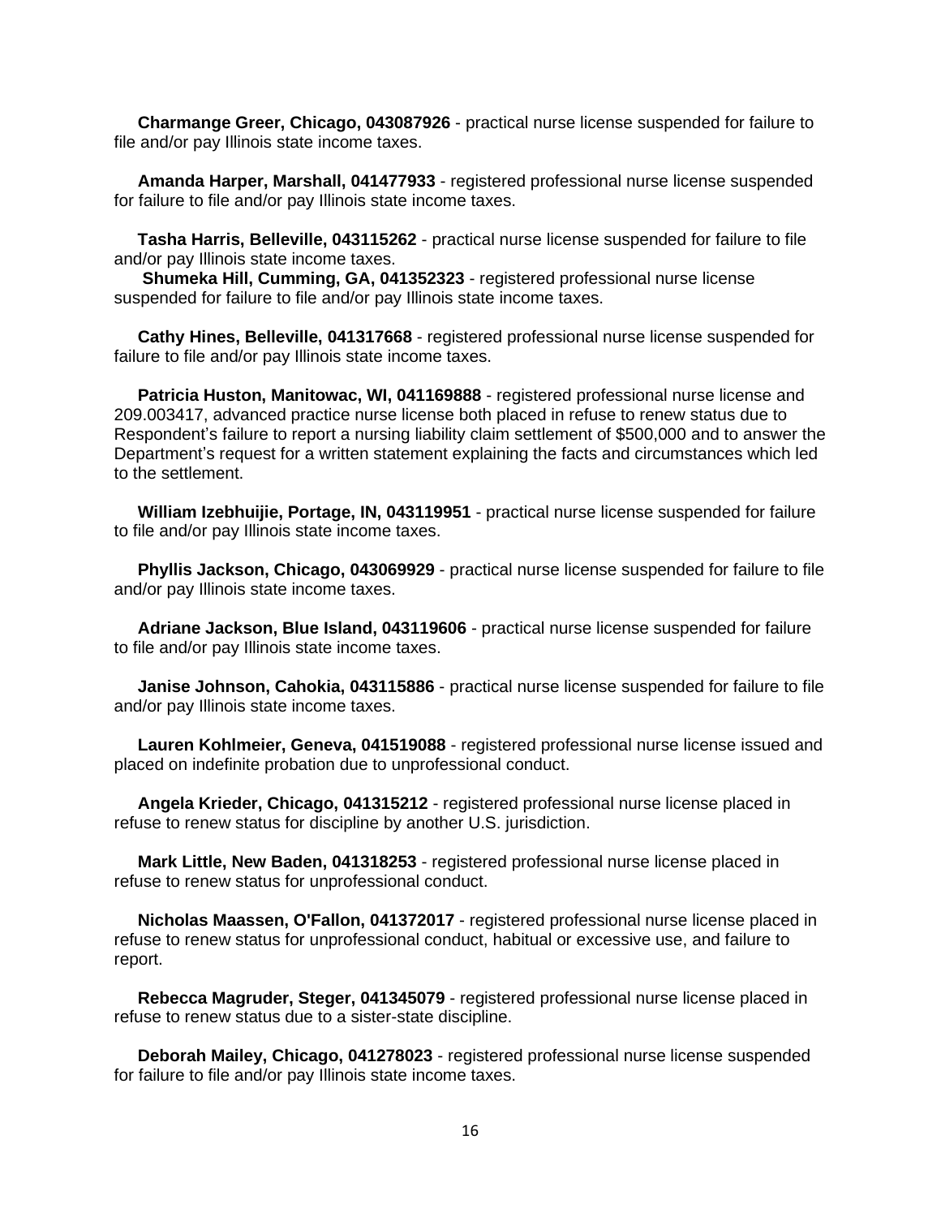**Charmange Greer, Chicago, 043087926** - practical nurse license suspended for failure to file and/or pay Illinois state income taxes.

**Amanda Harper, Marshall, 041477933** - registered professional nurse license suspended for failure to file and/or pay Illinois state income taxes.

**Tasha Harris, Belleville, 043115262** - practical nurse license suspended for failure to file and/or pay Illinois state income taxes.

**Shumeka Hill, Cumming, GA, 041352323** - registered professional nurse license suspended for failure to file and/or pay Illinois state income taxes.

**Cathy Hines, Belleville, 041317668** - registered professional nurse license suspended for failure to file and/or pay Illinois state income taxes.

**Patricia Huston, Manitowac, WI, 041169888** - registered professional nurse license and 209.003417, advanced practice nurse license both placed in refuse to renew status due to Respondent's failure to report a nursing liability claim settlement of $500,000 and to answer the Department's request for a written statement explaining the facts and circumstances which led to the settlement.

**William Izebhuijie, Portage, IN, 043119951** - practical nurse license suspended for failure to file and/or pay Illinois state income taxes.

**Phyllis Jackson, Chicago, 043069929** - practical nurse license suspended for failure to file and/or pay Illinois state income taxes.

**Adriane Jackson, Blue Island, 043119606** - practical nurse license suspended for failure to file and/or pay Illinois state income taxes.

**Janise Johnson, Cahokia, 043115886** - practical nurse license suspended for failure to file and/or pay Illinois state income taxes.

**Lauren Kohlmeier, Geneva, 041519088** - registered professional nurse license issued and placed on indefinite probation due to unprofessional conduct.

**Angela Krieder, Chicago, 041315212** - registered professional nurse license placed in refuse to renew status for discipline by another U.S. jurisdiction.

**Mark Little, New Baden, 041318253** - registered professional nurse license placed in refuse to renew status for unprofessional conduct.

**Nicholas Maassen, O'Fallon, 041372017** - registered professional nurse license placed in refuse to renew status for unprofessional conduct, habitual or excessive use, and failure to report.

**Rebecca Magruder, Steger, 041345079** - registered professional nurse license placed in refuse to renew status due to a sister-state discipline.

**Deborah Mailey, Chicago, 041278023** - registered professional nurse license suspended for failure to file and/or pay Illinois state income taxes.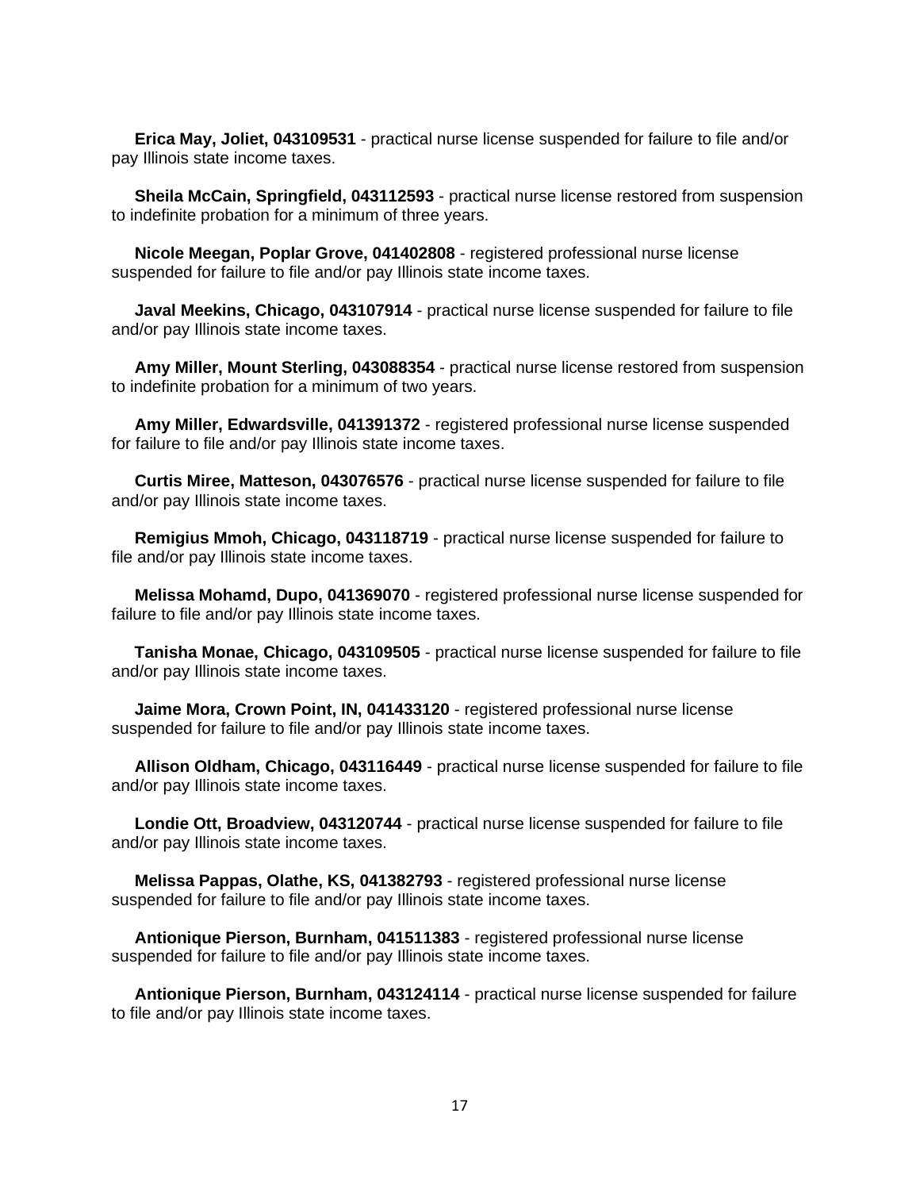**Erica May, Joliet, 043109531** - practical nurse license suspended for failure to file and/or pay Illinois state income taxes.

**Sheila McCain, Springfield, 043112593** - practical nurse license restored from suspension to indefinite probation for a minimum of three years.

**Nicole Meegan, Poplar Grove, 041402808** - registered professional nurse license suspended for failure to file and/or pay Illinois state income taxes.

**Javal Meekins, Chicago, 043107914** - practical nurse license suspended for failure to file and/or pay Illinois state income taxes.

**Amy Miller, Mount Sterling, 043088354** - practical nurse license restored from suspension to indefinite probation for a minimum of two years.

**Amy Miller, Edwardsville, 041391372** - registered professional nurse license suspended for failure to file and/or pay Illinois state income taxes.

**Curtis Miree, Matteson, 043076576** - practical nurse license suspended for failure to file and/or pay Illinois state income taxes.

**Remigius Mmoh, Chicago, 043118719** - practical nurse license suspended for failure to file and/or pay Illinois state income taxes.

**Melissa Mohamd, Dupo, 041369070** - registered professional nurse license suspended for failure to file and/or pay Illinois state income taxes.

**Tanisha Monae, Chicago, 043109505** - practical nurse license suspended for failure to file and/or pay Illinois state income taxes.

**Jaime Mora, Crown Point, IN, 041433120** - registered professional nurse license suspended for failure to file and/or pay Illinois state income taxes.

**Allison Oldham, Chicago, 043116449** - practical nurse license suspended for failure to file and/or pay Illinois state income taxes.

**Londie Ott, Broadview, 043120744** - practical nurse license suspended for failure to file and/or pay Illinois state income taxes.

**Melissa Pappas, Olathe, KS, 041382793** - registered professional nurse license suspended for failure to file and/or pay Illinois state income taxes.

**Antionique Pierson, Burnham, 041511383** - registered professional nurse license suspended for failure to file and/or pay Illinois state income taxes.

**Antionique Pierson, Burnham, 043124114** - practical nurse license suspended for failure to file and/or pay Illinois state income taxes.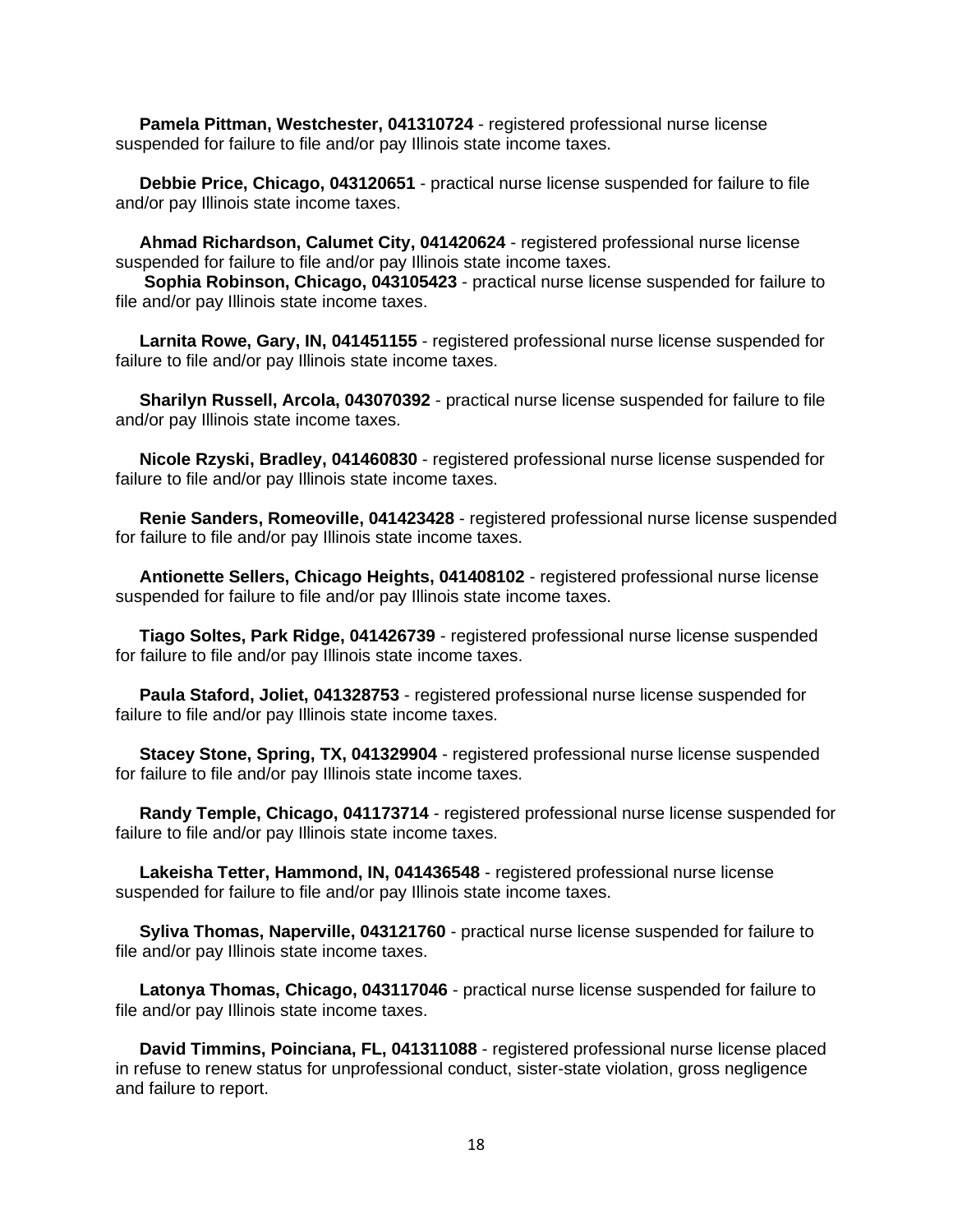**Pamela Pittman, Westchester, 041310724** - registered professional nurse license suspended for failure to file and/or pay Illinois state income taxes.

**Debbie Price, Chicago, 043120651** - practical nurse license suspended for failure to file and/or pay Illinois state income taxes.

**Ahmad Richardson, Calumet City, 041420624** - registered professional nurse license suspended for failure to file and/or pay Illinois state income taxes.

**Sophia Robinson, Chicago, 043105423** - practical nurse license suspended for failure to file and/or pay Illinois state income taxes.

**Larnita Rowe, Gary, IN, 041451155** - registered professional nurse license suspended for failure to file and/or pay Illinois state income taxes.

**Sharilyn Russell, Arcola, 043070392** - practical nurse license suspended for failure to file and/or pay Illinois state income taxes.

**Nicole Rzyski, Bradley, 041460830** - registered professional nurse license suspended for failure to file and/or pay Illinois state income taxes.

**Renie Sanders, Romeoville, 041423428** - registered professional nurse license suspended for failure to file and/or pay Illinois state income taxes.

**Antionette Sellers, Chicago Heights, 041408102** - registered professional nurse license suspended for failure to file and/or pay Illinois state income taxes.

**Tiago Soltes, Park Ridge, 041426739** - registered professional nurse license suspended for failure to file and/or pay Illinois state income taxes.

**Paula Staford, Joliet, 041328753** - registered professional nurse license suspended for failure to file and/or pay Illinois state income taxes.

**Stacey Stone, Spring, TX, 041329904** - registered professional nurse license suspended for failure to file and/or pay Illinois state income taxes.

**Randy Temple, Chicago, 041173714** - registered professional nurse license suspended for failure to file and/or pay Illinois state income taxes.

**Lakeisha Tetter, Hammond, IN, 041436548** - registered professional nurse license suspended for failure to file and/or pay Illinois state income taxes.

**Syliva Thomas, Naperville, 043121760** - practical nurse license suspended for failure to file and/or pay Illinois state income taxes.

**Latonya Thomas, Chicago, 043117046** - practical nurse license suspended for failure to file and/or pay Illinois state income taxes.

**David Timmins, Poinciana, FL, 041311088** - registered professional nurse license placed in refuse to renew status for unprofessional conduct, sister-state violation, gross negligence and failure to report.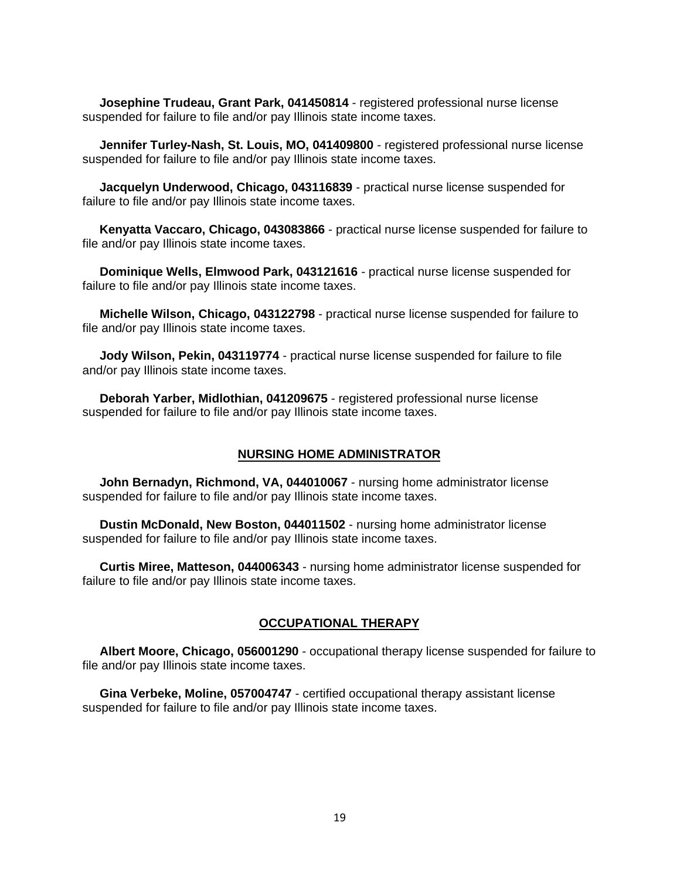**Josephine Trudeau, Grant Park, 041450814** - registered professional nurse license suspended for failure to file and/or pay Illinois state income taxes.

**Jennifer Turley-Nash, St. Louis, MO, 041409800** - registered professional nurse license suspended for failure to file and/or pay Illinois state income taxes.

**Jacquelyn Underwood, Chicago, 043116839** - practical nurse license suspended for failure to file and/or pay Illinois state income taxes.

**Kenyatta Vaccaro, Chicago, 043083866** - practical nurse license suspended for failure to file and/or pay Illinois state income taxes.

**Dominique Wells, Elmwood Park, 043121616** - practical nurse license suspended for failure to file and/or pay Illinois state income taxes.

**Michelle Wilson, Chicago, 043122798** - practical nurse license suspended for failure to file and/or pay Illinois state income taxes.

**Jody Wilson, Pekin, 043119774** - practical nurse license suspended for failure to file and/or pay Illinois state income taxes.

**Deborah Yarber, Midlothian, 041209675** - registered professional nurse license suspended for failure to file and/or pay Illinois state income taxes.

## NURSING HOME ADMINISTRATOR

**John Bernadyn, Richmond, VA, 044010067** - nursing home administrator license suspended for failure to file and/or pay Illinois state income taxes.

**Dustin McDonald, New Boston, 044011502** - nursing home administrator license suspended for failure to file and/or pay Illinois state income taxes.

**Curtis Miree, Matteson, 044006343** - nursing home administrator license suspended for failure to file and/or pay Illinois state income taxes.

## OCCUPATIONAL THERAPY

**Albert Moore, Chicago, 056001290** - occupational therapy license suspended for failure to file and/or pay Illinois state income taxes.

**Gina Verbeke, Moline, 057004747** - certified occupational therapy assistant license suspended for failure to file and/or pay Illinois state income taxes.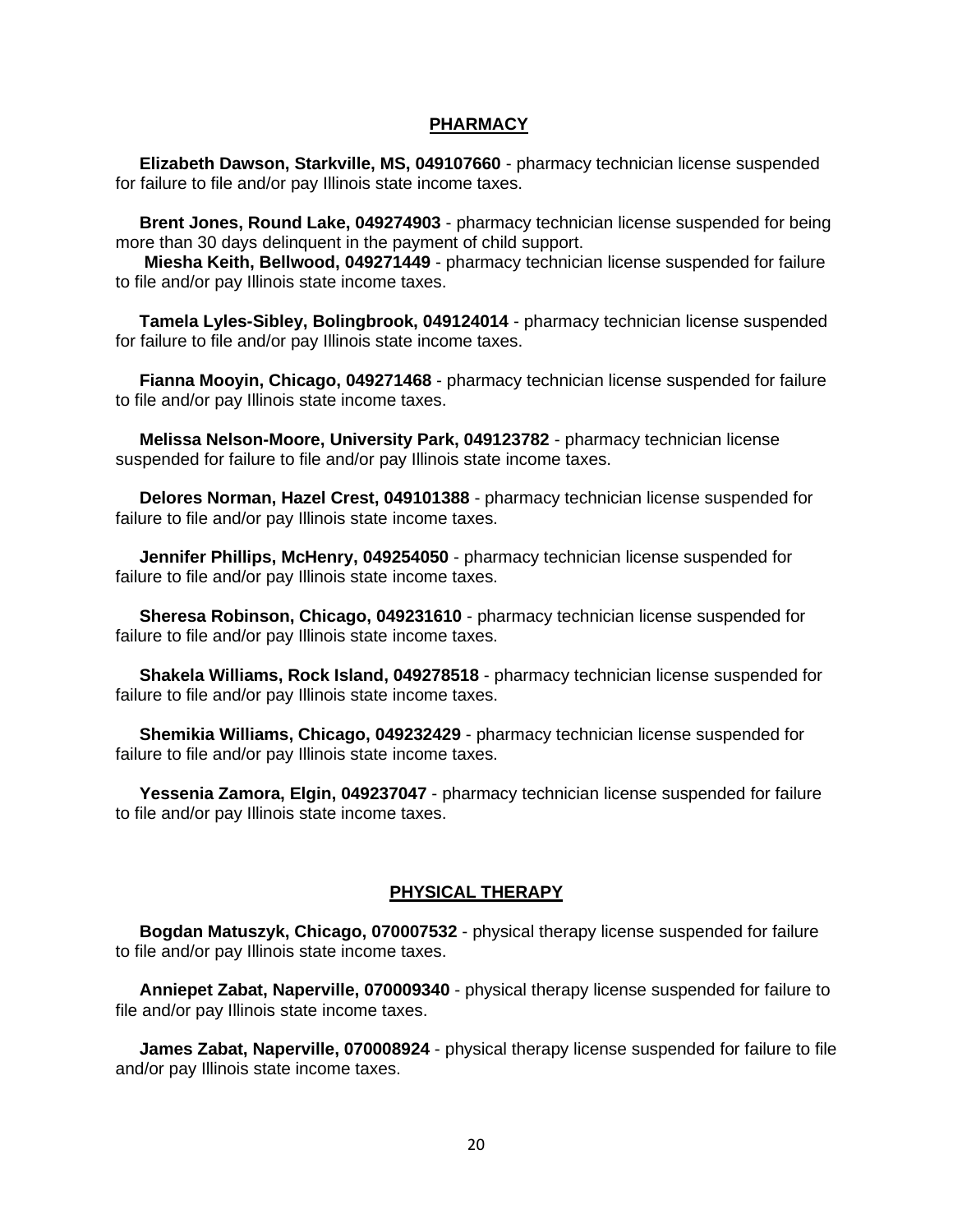## PHARMACY

**Elizabeth Dawson, Starkville, MS, 049107660** - pharmacy technician license suspended for failure to file and/or pay Illinois state income taxes.

**Brent Jones, Round Lake, 049274903** - pharmacy technician license suspended for being more than 30 days delinquent in the payment of child support.

**Miesha Keith, Bellwood, 049271449** - pharmacy technician license suspended for failure to file and/or pay Illinois state income taxes.

**Tamela Lyles-Sibley, Bolingbrook, 049124014** - pharmacy technician license suspended for failure to file and/or pay Illinois state income taxes.

**Fianna Mooyin, Chicago, 049271468** - pharmacy technician license suspended for failure to file and/or pay Illinois state income taxes.

**Melissa Nelson-Moore, University Park, 049123782** - pharmacy technician license suspended for failure to file and/or pay Illinois state income taxes.

**Delores Norman, Hazel Crest, 049101388** - pharmacy technician license suspended for failure to file and/or pay Illinois state income taxes.

**Jennifer Phillips, McHenry, 049254050** - pharmacy technician license suspended for failure to file and/or pay Illinois state income taxes.

**Sheresa Robinson, Chicago, 049231610** - pharmacy technician license suspended for failure to file and/or pay Illinois state income taxes.

**Shakela Williams, Rock Island, 049278518** - pharmacy technician license suspended for failure to file and/or pay Illinois state income taxes.

**Shemikia Williams, Chicago, 049232429** - pharmacy technician license suspended for failure to file and/or pay Illinois state income taxes.

**Yessenia Zamora, Elgin, 049237047** - pharmacy technician license suspended for failure to file and/or pay Illinois state income taxes.

## PHYSICAL THERAPY

**Bogdan Matuszyk, Chicago, 070007532** - physical therapy license suspended for failure to file and/or pay Illinois state income taxes.

**Anniepet Zabat, Naperville, 070009340** - physical therapy license suspended for failure to file and/or pay Illinois state income taxes.

**James Zabat, Naperville, 070008924** - physical therapy license suspended for failure to file and/or pay Illinois state income taxes.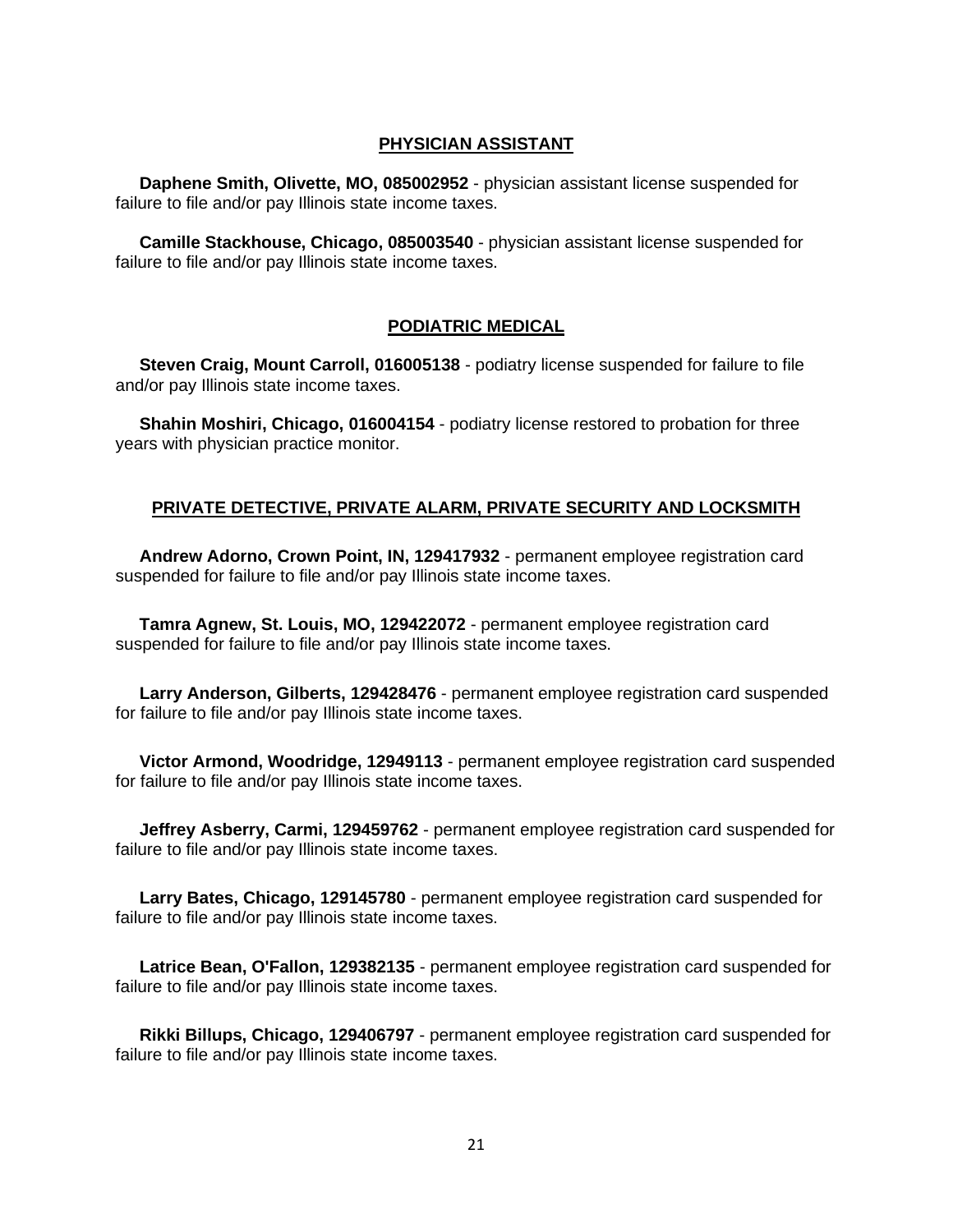## PHYSICIAN ASSISTANT

**Daphene Smith, Olivette, MO, 085002952** - physician assistant license suspended for failure to file and/or pay Illinois state income taxes.

**Camille Stackhouse, Chicago, 085003540** - physician assistant license suspended for failure to file and/or pay Illinois state income taxes.

## PODIATRIC MEDICAL

**Steven Craig, Mount Carroll, 016005138** - podiatry license suspended for failure to file and/or pay Illinois state income taxes.

**Shahin Moshiri, Chicago, 016004154** - podiatry license restored to probation for three years with physician practice monitor.

## PRIVATE DETECTIVE, PRIVATE ALARM, PRIVATE SECURITY AND LOCKSMITH

**Andrew Adorno, Crown Point, IN, 129417932** - permanent employee registration card suspended for failure to file and/or pay Illinois state income taxes.

**Tamra Agnew, St. Louis, MO, 129422072** - permanent employee registration card suspended for failure to file and/or pay Illinois state income taxes.

**Larry Anderson, Gilberts, 129428476** - permanent employee registration card suspended for failure to file and/or pay Illinois state income taxes.

**Victor Armond, Woodridge, 12949113** - permanent employee registration card suspended for failure to file and/or pay Illinois state income taxes.

**Jeffrey Asberry, Carmi, 129459762** - permanent employee registration card suspended for failure to file and/or pay Illinois state income taxes.

**Larry Bates, Chicago, 129145780** - permanent employee registration card suspended for failure to file and/or pay Illinois state income taxes.

**Latrice Bean, O'Fallon, 129382135** - permanent employee registration card suspended for failure to file and/or pay Illinois state income taxes.

**Rikki Billups, Chicago, 129406797** - permanent employee registration card suspended for failure to file and/or pay Illinois state income taxes.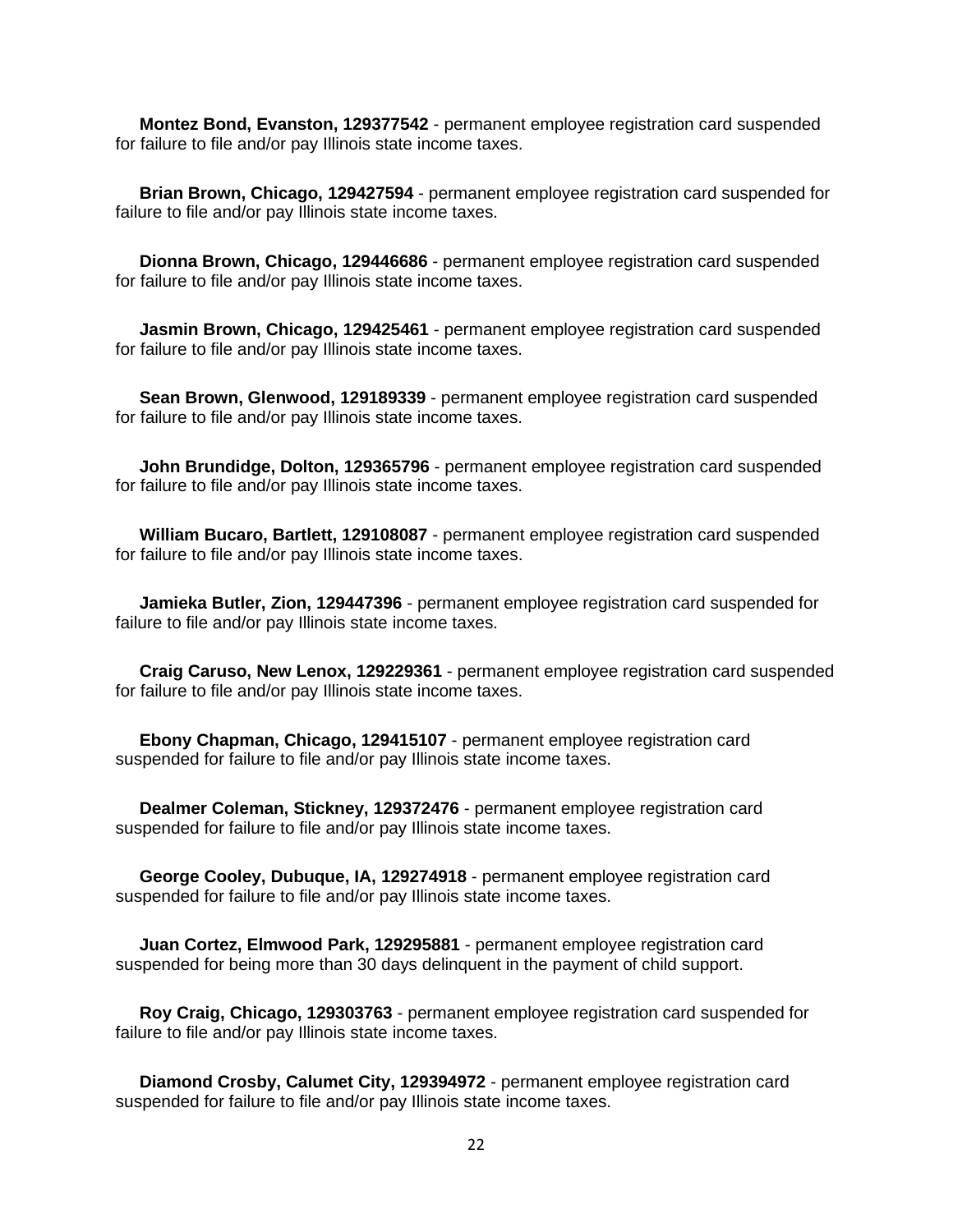**Montez Bond, Evanston, 129377542** - permanent employee registration card suspended for failure to file and/or pay Illinois state income taxes.

**Brian Brown, Chicago, 129427594** - permanent employee registration card suspended for failure to file and/or pay Illinois state income taxes.

**Dionna Brown, Chicago, 129446686** - permanent employee registration card suspended for failure to file and/or pay Illinois state income taxes.

**Jasmin Brown, Chicago, 129425461** - permanent employee registration card suspended for failure to file and/or pay Illinois state income taxes.

**Sean Brown, Glenwood, 129189339** - permanent employee registration card suspended for failure to file and/or pay Illinois state income taxes.

**John Brundidge, Dolton, 129365796** - permanent employee registration card suspended for failure to file and/or pay Illinois state income taxes.

**William Bucaro, Bartlett, 129108087** - permanent employee registration card suspended for failure to file and/or pay Illinois state income taxes.

**Jamieka Butler, Zion, 129447396** - permanent employee registration card suspended for failure to file and/or pay Illinois state income taxes.

**Craig Caruso, New Lenox, 129229361** - permanent employee registration card suspended for failure to file and/or pay Illinois state income taxes.

**Ebony Chapman, Chicago, 129415107** - permanent employee registration card suspended for failure to file and/or pay Illinois state income taxes.

**Dealmer Coleman, Stickney, 129372476** - permanent employee registration card suspended for failure to file and/or pay Illinois state income taxes.

**George Cooley, Dubuque, IA, 129274918** - permanent employee registration card suspended for failure to file and/or pay Illinois state income taxes.

**Juan Cortez, Elmwood Park, 129295881** - permanent employee registration card suspended for being more than 30 days delinquent in the payment of child support.

**Roy Craig, Chicago, 129303763** - permanent employee registration card suspended for failure to file and/or pay Illinois state income taxes.

**Diamond Crosby, Calumet City, 129394972** - permanent employee registration card suspended for failure to file and/or pay Illinois state income taxes.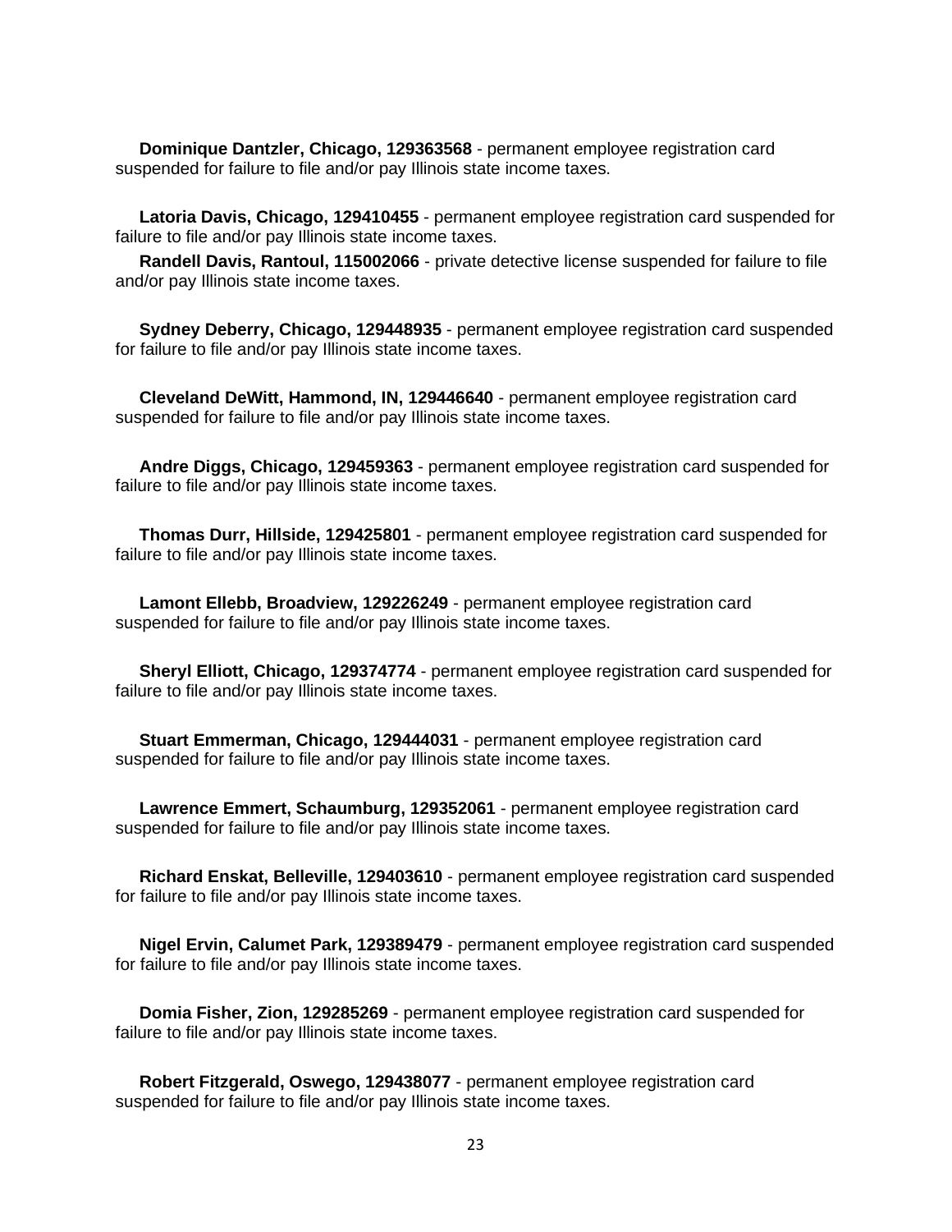**Dominique Dantzler, Chicago, 129363568** - permanent employee registration card suspended for failure to file and/or pay Illinois state income taxes.

**Latoria Davis, Chicago, 129410455** - permanent employee registration card suspended for failure to file and/or pay Illinois state income taxes.

**Randell Davis, Rantoul, 115002066** - private detective license suspended for failure to file and/or pay Illinois state income taxes.

**Sydney Deberry, Chicago, 129448935** - permanent employee registration card suspended for failure to file and/or pay Illinois state income taxes.

**Cleveland DeWitt, Hammond, IN, 129446640** - permanent employee registration card suspended for failure to file and/or pay Illinois state income taxes.

**Andre Diggs, Chicago, 129459363** - permanent employee registration card suspended for failure to file and/or pay Illinois state income taxes.

**Thomas Durr, Hillside, 129425801** - permanent employee registration card suspended for failure to file and/or pay Illinois state income taxes.

**Lamont Ellebb, Broadview, 129226249** - permanent employee registration card suspended for failure to file and/or pay Illinois state income taxes.

**Sheryl Elliott, Chicago, 129374774** - permanent employee registration card suspended for failure to file and/or pay Illinois state income taxes.

**Stuart Emmerman, Chicago, 129444031** - permanent employee registration card suspended for failure to file and/or pay Illinois state income taxes.

**Lawrence Emmert, Schaumburg, 129352061** - permanent employee registration card suspended for failure to file and/or pay Illinois state income taxes.

**Richard Enskat, Belleville, 129403610** - permanent employee registration card suspended for failure to file and/or pay Illinois state income taxes.

**Nigel Ervin, Calumet Park, 129389479** - permanent employee registration card suspended for failure to file and/or pay Illinois state income taxes.

**Domia Fisher, Zion, 129285269** - permanent employee registration card suspended for failure to file and/or pay Illinois state income taxes.

**Robert Fitzgerald, Oswego, 129438077** - permanent employee registration card suspended for failure to file and/or pay Illinois state income taxes.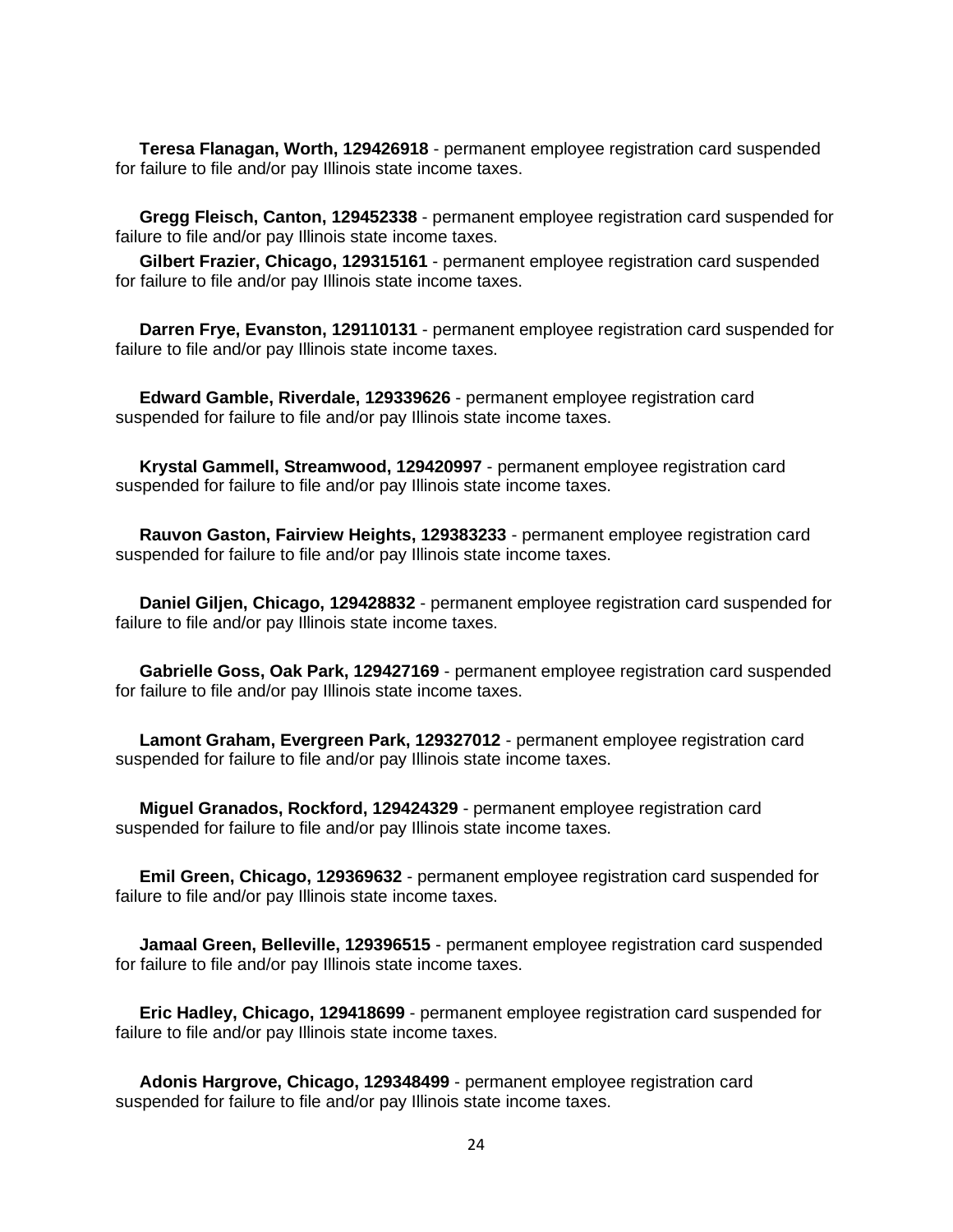**Teresa Flanagan, Worth, 129426918** - permanent employee registration card suspended for failure to file and/or pay Illinois state income taxes.

**Gregg Fleisch, Canton, 129452338** - permanent employee registration card suspended for failure to file and/or pay Illinois state income taxes.

**Gilbert Frazier, Chicago, 129315161** - permanent employee registration card suspended for failure to file and/or pay Illinois state income taxes.

**Darren Frye, Evanston, 129110131** - permanent employee registration card suspended for failure to file and/or pay Illinois state income taxes.

**Edward Gamble, Riverdale, 129339626** - permanent employee registration card suspended for failure to file and/or pay Illinois state income taxes.

**Krystal Gammell, Streamwood, 129420997** - permanent employee registration card suspended for failure to file and/or pay Illinois state income taxes.

**Rauvon Gaston, Fairview Heights, 129383233** - permanent employee registration card suspended for failure to file and/or pay Illinois state income taxes.

**Daniel Giljen, Chicago, 129428832** - permanent employee registration card suspended for failure to file and/or pay Illinois state income taxes.

**Gabrielle Goss, Oak Park, 129427169** - permanent employee registration card suspended for failure to file and/or pay Illinois state income taxes.

**Lamont Graham, Evergreen Park, 129327012** - permanent employee registration card suspended for failure to file and/or pay Illinois state income taxes.

**Miguel Granados, Rockford, 129424329** - permanent employee registration card suspended for failure to file and/or pay Illinois state income taxes.

**Emil Green, Chicago, 129369632** - permanent employee registration card suspended for failure to file and/or pay Illinois state income taxes.

**Jamaal Green, Belleville, 129396515** - permanent employee registration card suspended for failure to file and/or pay Illinois state income taxes.

**Eric Hadley, Chicago, 129418699** - permanent employee registration card suspended for failure to file and/or pay Illinois state income taxes.

**Adonis Hargrove, Chicago, 129348499** - permanent employee registration card suspended for failure to file and/or pay Illinois state income taxes.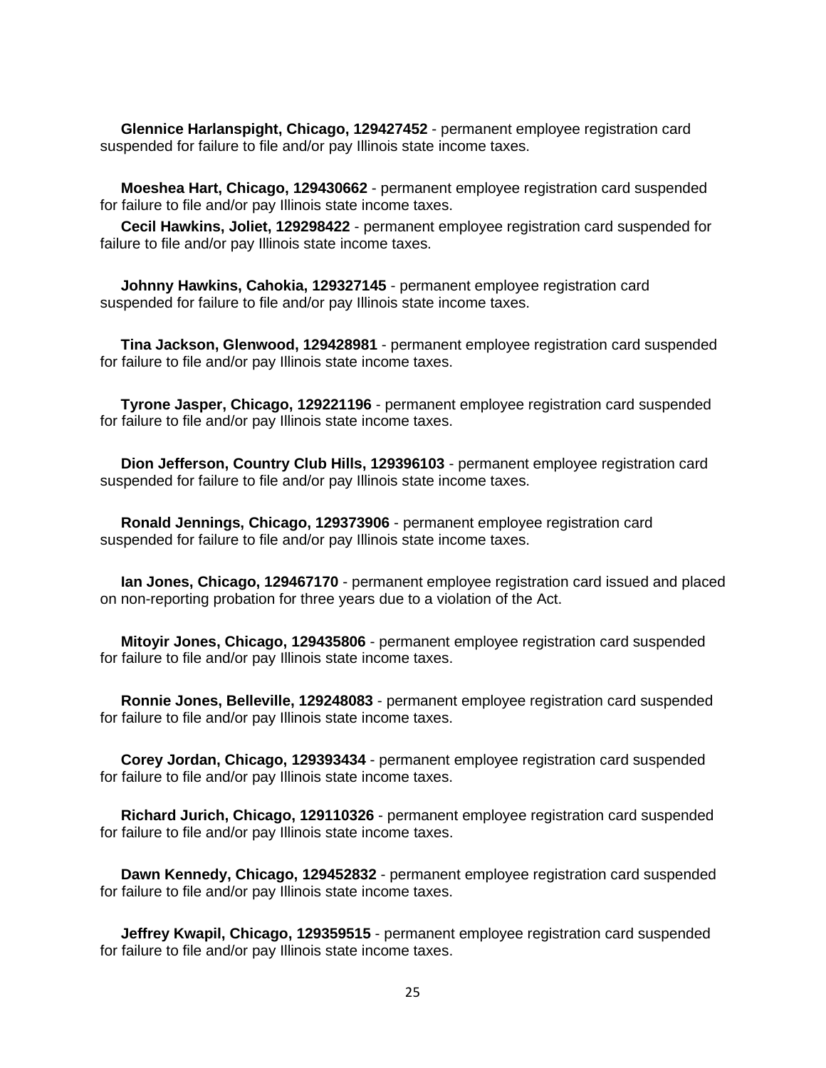**Glennice Harlanspight, Chicago, 129427452** - permanent employee registration card suspended for failure to file and/or pay Illinois state income taxes.

**Moeshea Hart, Chicago, 129430662** - permanent employee registration card suspended for failure to file and/or pay Illinois state income taxes.

**Cecil Hawkins, Joliet, 129298422** - permanent employee registration card suspended for failure to file and/or pay Illinois state income taxes.

**Johnny Hawkins, Cahokia, 129327145** - permanent employee registration card suspended for failure to file and/or pay Illinois state income taxes.

**Tina Jackson, Glenwood, 129428981** - permanent employee registration card suspended for failure to file and/or pay Illinois state income taxes.

**Tyrone Jasper, Chicago, 129221196** - permanent employee registration card suspended for failure to file and/or pay Illinois state income taxes.

**Dion Jefferson, Country Club Hills, 129396103** - permanent employee registration card suspended for failure to file and/or pay Illinois state income taxes.

**Ronald Jennings, Chicago, 129373906** - permanent employee registration card suspended for failure to file and/or pay Illinois state income taxes.

**Ian Jones, Chicago, 129467170** - permanent employee registration card issued and placed on non-reporting probation for three years due to a violation of the Act.

**Mitoyir Jones, Chicago, 129435806** - permanent employee registration card suspended for failure to file and/or pay Illinois state income taxes.

**Ronnie Jones, Belleville, 129248083** - permanent employee registration card suspended for failure to file and/or pay Illinois state income taxes.

**Corey Jordan, Chicago, 129393434** - permanent employee registration card suspended for failure to file and/or pay Illinois state income taxes.

**Richard Jurich, Chicago, 129110326** - permanent employee registration card suspended for failure to file and/or pay Illinois state income taxes.

**Dawn Kennedy, Chicago, 129452832** - permanent employee registration card suspended for failure to file and/or pay Illinois state income taxes.

**Jeffrey Kwapil, Chicago, 129359515** - permanent employee registration card suspended for failure to file and/or pay Illinois state income taxes.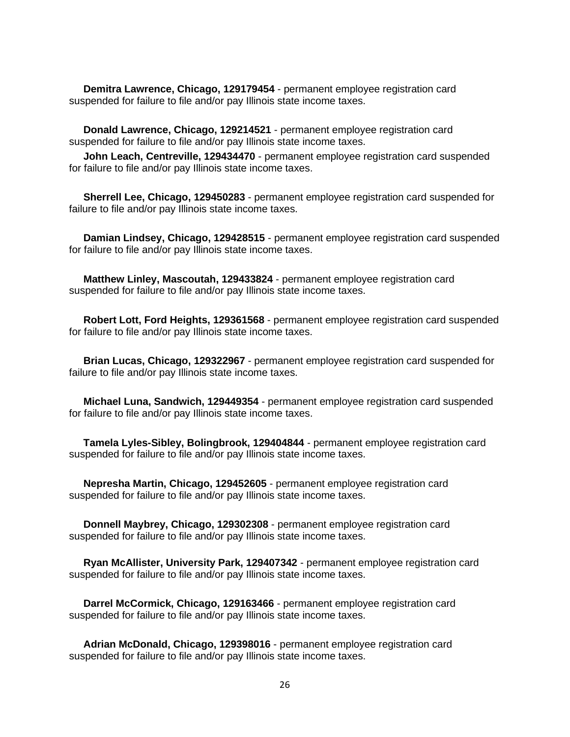**Demitra Lawrence, Chicago, 129179454** - permanent employee registration card suspended for failure to file and/or pay Illinois state income taxes.

**Donald Lawrence, Chicago, 129214521** - permanent employee registration card suspended for failure to file and/or pay Illinois state income taxes.

**John Leach, Centreville, 129434470** - permanent employee registration card suspended for failure to file and/or pay Illinois state income taxes.

**Sherrell Lee, Chicago, 129450283** - permanent employee registration card suspended for failure to file and/or pay Illinois state income taxes.

**Damian Lindsey, Chicago, 129428515** - permanent employee registration card suspended for failure to file and/or pay Illinois state income taxes.

**Matthew Linley, Mascoutah, 129433824** - permanent employee registration card suspended for failure to file and/or pay Illinois state income taxes.

**Robert Lott, Ford Heights, 129361568** - permanent employee registration card suspended for failure to file and/or pay Illinois state income taxes.

**Brian Lucas, Chicago, 129322967** - permanent employee registration card suspended for failure to file and/or pay Illinois state income taxes.

**Michael Luna, Sandwich, 129449354** - permanent employee registration card suspended for failure to file and/or pay Illinois state income taxes.

**Tamela Lyles-Sibley, Bolingbrook, 129404844** - permanent employee registration card suspended for failure to file and/or pay Illinois state income taxes.

**Nepresha Martin, Chicago, 129452605** - permanent employee registration card suspended for failure to file and/or pay Illinois state income taxes.

**Donnell Maybrey, Chicago, 129302308** - permanent employee registration card suspended for failure to file and/or pay Illinois state income taxes.

**Ryan McAllister, University Park, 129407342** - permanent employee registration card suspended for failure to file and/or pay Illinois state income taxes.

**Darrel McCormick, Chicago, 129163466** - permanent employee registration card suspended for failure to file and/or pay Illinois state income taxes.

**Adrian McDonald, Chicago, 129398016** - permanent employee registration card suspended for failure to file and/or pay Illinois state income taxes.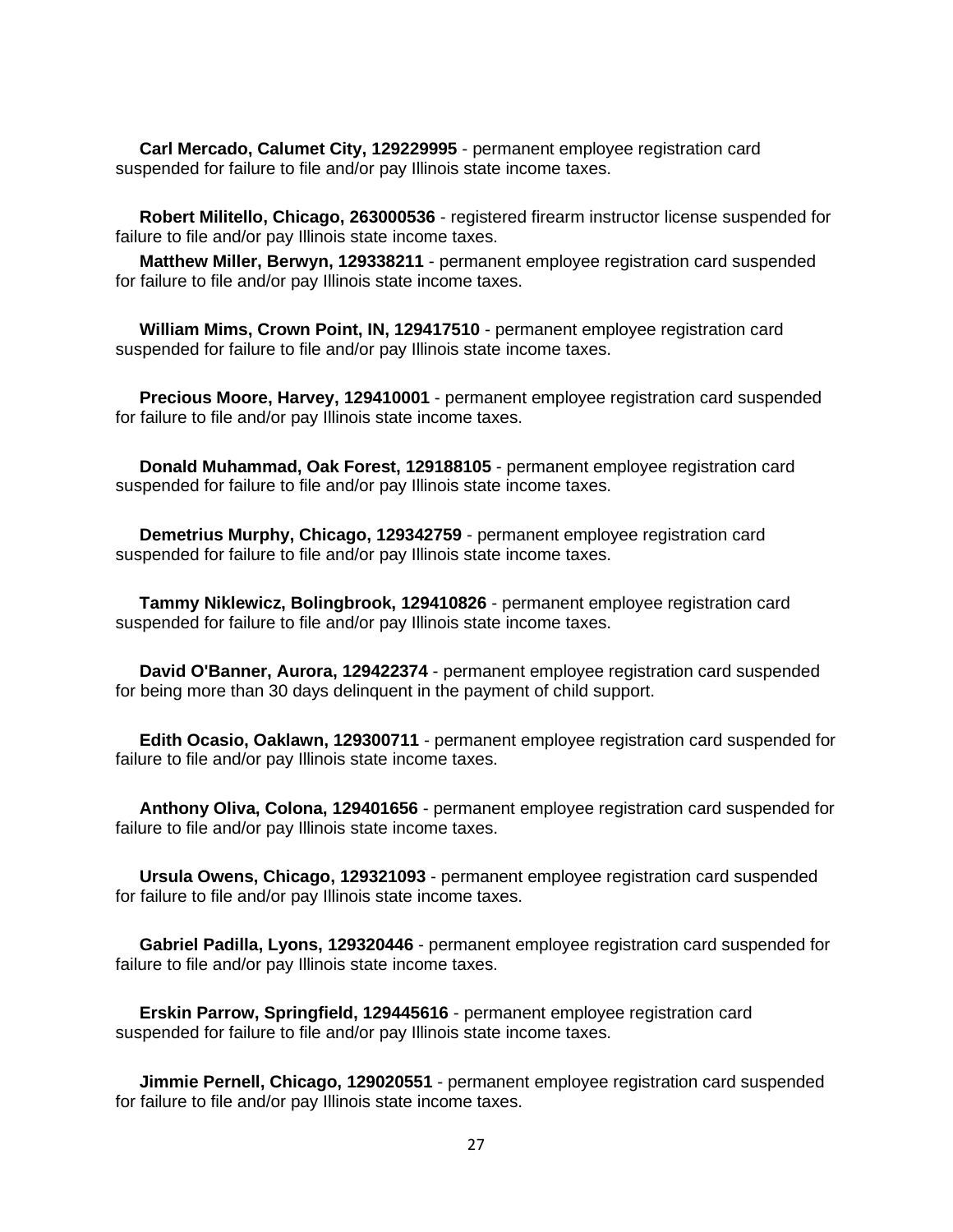**Carl Mercado, Calumet City, 129229995** - permanent employee registration card suspended for failure to file and/or pay Illinois state income taxes.

**Robert Militello, Chicago, 263000536** - registered firearm instructor license suspended for failure to file and/or pay Illinois state income taxes.

**Matthew Miller, Berwyn, 129338211** - permanent employee registration card suspended for failure to file and/or pay Illinois state income taxes.

**William Mims, Crown Point, IN, 129417510** - permanent employee registration card suspended for failure to file and/or pay Illinois state income taxes.

**Precious Moore, Harvey, 129410001** - permanent employee registration card suspended for failure to file and/or pay Illinois state income taxes.

**Donald Muhammad, Oak Forest, 129188105** - permanent employee registration card suspended for failure to file and/or pay Illinois state income taxes.

**Demetrius Murphy, Chicago, 129342759** - permanent employee registration card suspended for failure to file and/or pay Illinois state income taxes.

**Tammy Niklewicz, Bolingbrook, 129410826** - permanent employee registration card suspended for failure to file and/or pay Illinois state income taxes.

**David O'Banner, Aurora, 129422374** - permanent employee registration card suspended for being more than 30 days delinquent in the payment of child support.

**Edith Ocasio, Oaklawn, 129300711** - permanent employee registration card suspended for failure to file and/or pay Illinois state income taxes.

**Anthony Oliva, Colona, 129401656** - permanent employee registration card suspended for failure to file and/or pay Illinois state income taxes.

**Ursula Owens, Chicago, 129321093** - permanent employee registration card suspended for failure to file and/or pay Illinois state income taxes.

**Gabriel Padilla, Lyons, 129320446** - permanent employee registration card suspended for failure to file and/or pay Illinois state income taxes.

**Erskin Parrow, Springfield, 129445616** - permanent employee registration card suspended for failure to file and/or pay Illinois state income taxes.

**Jimmie Pernell, Chicago, 129020551** - permanent employee registration card suspended for failure to file and/or pay Illinois state income taxes.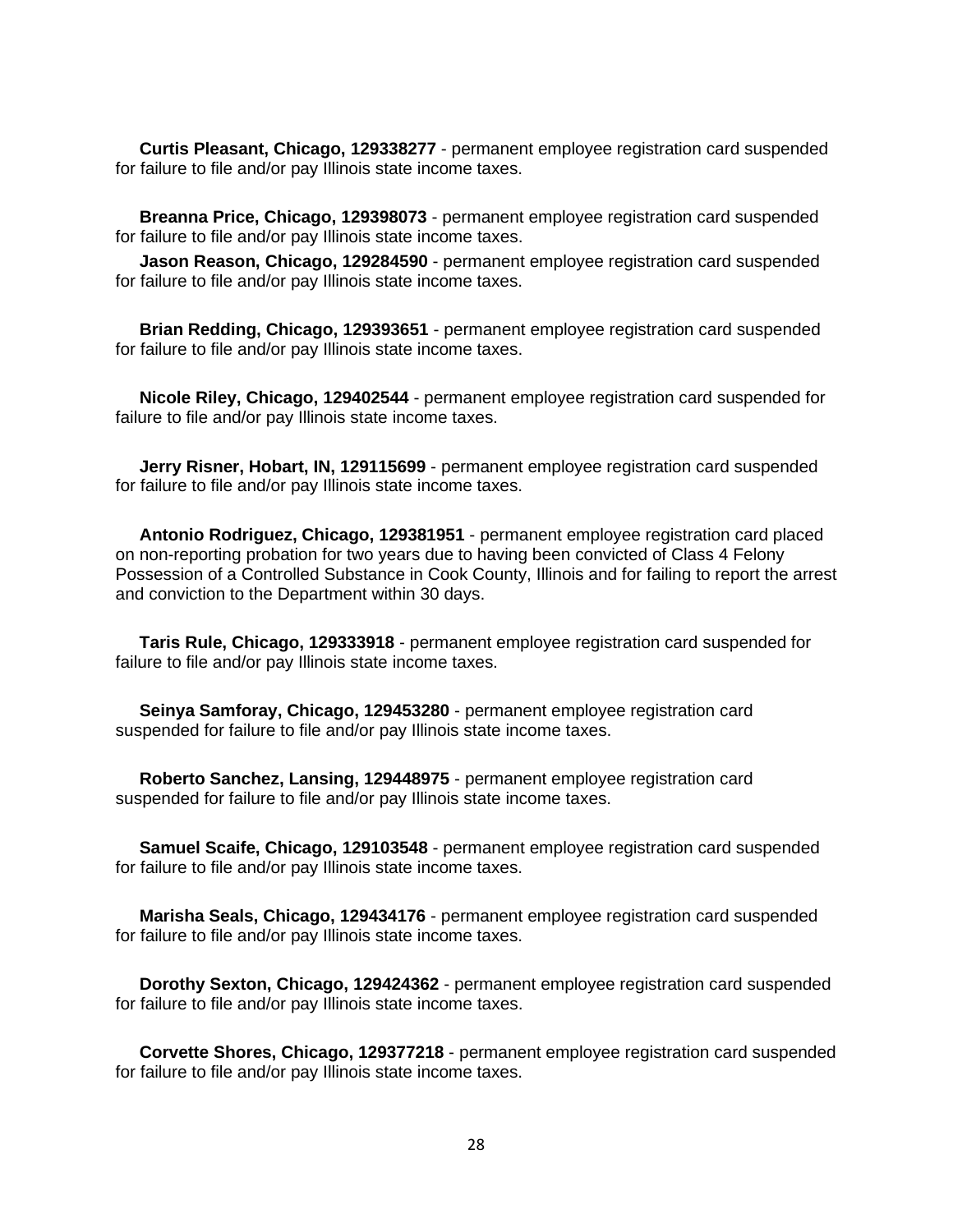**Curtis Pleasant, Chicago, 129338277** - permanent employee registration card suspended for failure to file and/or pay Illinois state income taxes.

**Breanna Price, Chicago, 129398073** - permanent employee registration card suspended for failure to file and/or pay Illinois state income taxes.

**Jason Reason, Chicago, 129284590** - permanent employee registration card suspended for failure to file and/or pay Illinois state income taxes.

**Brian Redding, Chicago, 129393651** - permanent employee registration card suspended for failure to file and/or pay Illinois state income taxes.

**Nicole Riley, Chicago, 129402544** - permanent employee registration card suspended for failure to file and/or pay Illinois state income taxes.

**Jerry Risner, Hobart, IN, 129115699** - permanent employee registration card suspended for failure to file and/or pay Illinois state income taxes.

**Antonio Rodriguez, Chicago, 129381951** - permanent employee registration card placed on non-reporting probation for two years due to having been convicted of Class 4 Felony Possession of a Controlled Substance in Cook County, Illinois and for failing to report the arrest and conviction to the Department within 30 days.

**Taris Rule, Chicago, 129333918** - permanent employee registration card suspended for failure to file and/or pay Illinois state income taxes.

**Seinya Samforay, Chicago, 129453280** - permanent employee registration card suspended for failure to file and/or pay Illinois state income taxes.

**Roberto Sanchez, Lansing, 129448975** - permanent employee registration card suspended for failure to file and/or pay Illinois state income taxes.

**Samuel Scaife, Chicago, 129103548** - permanent employee registration card suspended for failure to file and/or pay Illinois state income taxes.

**Marisha Seals, Chicago, 129434176** - permanent employee registration card suspended for failure to file and/or pay Illinois state income taxes.

**Dorothy Sexton, Chicago, 129424362** - permanent employee registration card suspended for failure to file and/or pay Illinois state income taxes.

**Corvette Shores, Chicago, 129377218** - permanent employee registration card suspended for failure to file and/or pay Illinois state income taxes.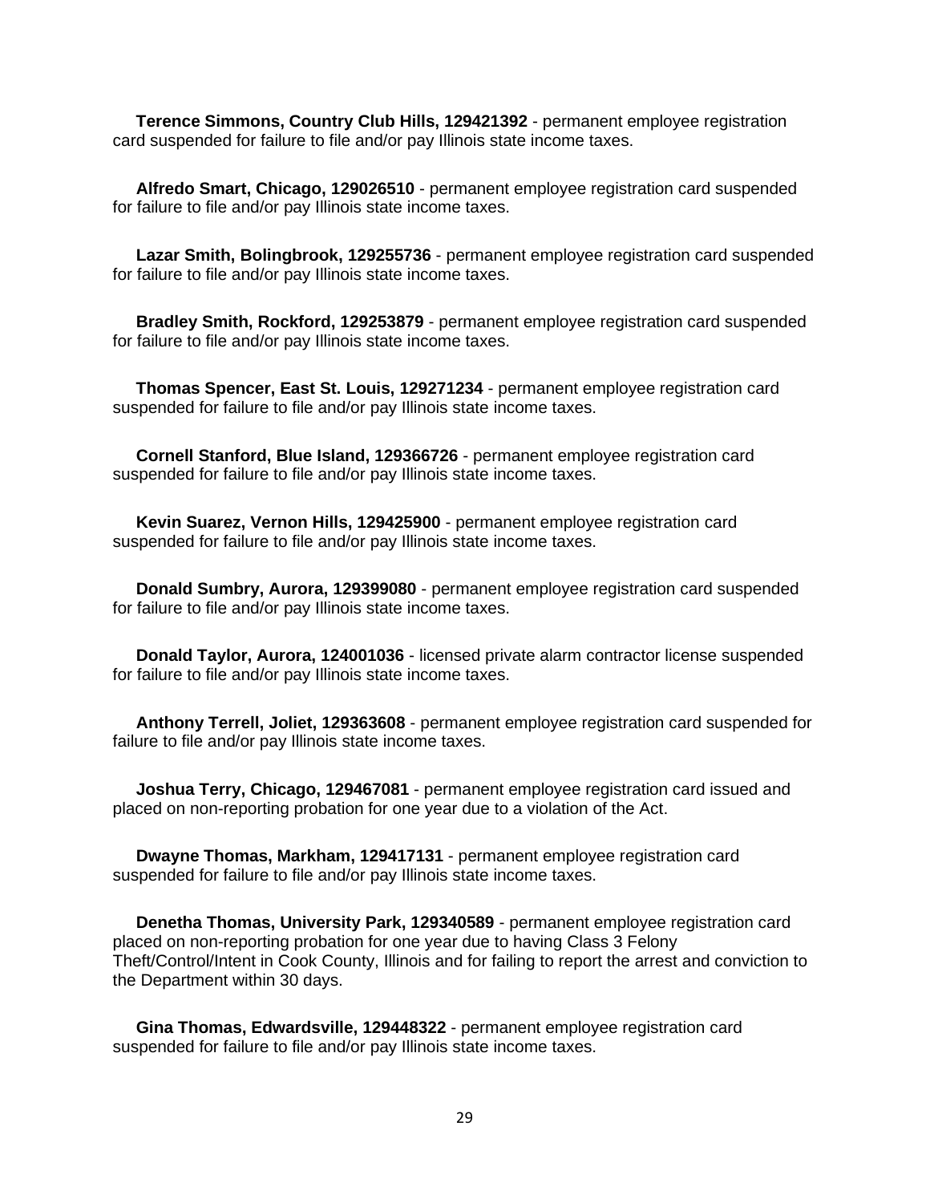**Terence Simmons, Country Club Hills, 129421392** - permanent employee registration card suspended for failure to file and/or pay Illinois state income taxes.

**Alfredo Smart, Chicago, 129026510** - permanent employee registration card suspended for failure to file and/or pay Illinois state income taxes.

**Lazar Smith, Bolingbrook, 129255736** - permanent employee registration card suspended for failure to file and/or pay Illinois state income taxes.

**Bradley Smith, Rockford, 129253879** - permanent employee registration card suspended for failure to file and/or pay Illinois state income taxes.

**Thomas Spencer, East St. Louis, 129271234** - permanent employee registration card suspended for failure to file and/or pay Illinois state income taxes.

**Cornell Stanford, Blue Island, 129366726** - permanent employee registration card suspended for failure to file and/or pay Illinois state income taxes.

**Kevin Suarez, Vernon Hills, 129425900** - permanent employee registration card suspended for failure to file and/or pay Illinois state income taxes.

**Donald Sumbry, Aurora, 129399080** - permanent employee registration card suspended for failure to file and/or pay Illinois state income taxes.

**Donald Taylor, Aurora, 124001036** - licensed private alarm contractor license suspended for failure to file and/or pay Illinois state income taxes.

**Anthony Terrell, Joliet, 129363608** - permanent employee registration card suspended for failure to file and/or pay Illinois state income taxes.

**Joshua Terry, Chicago, 129467081** - permanent employee registration card issued and placed on non-reporting probation for one year due to a violation of the Act.

**Dwayne Thomas, Markham, 129417131** - permanent employee registration card suspended for failure to file and/or pay Illinois state income taxes.

**Denetha Thomas, University Park, 129340589** - permanent employee registration card placed on non-reporting probation for one year due to having Class 3 Felony Theft/Control/Intent in Cook County, Illinois and for failing to report the arrest and conviction to the Department within 30 days.

**Gina Thomas, Edwardsville, 129448322** - permanent employee registration card suspended for failure to file and/or pay Illinois state income taxes.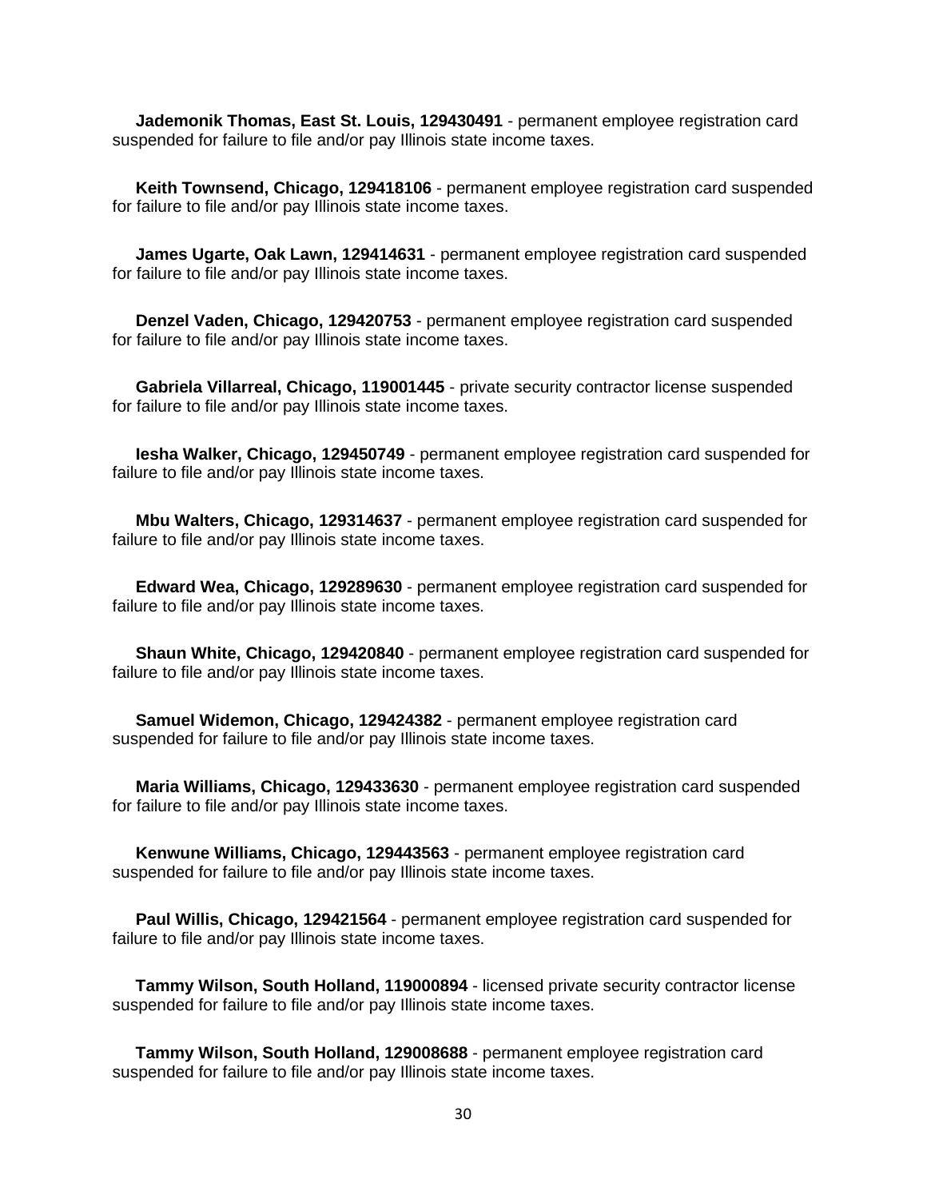**Jademonik Thomas, East St. Louis, 129430491** - permanent employee registration card suspended for failure to file and/or pay Illinois state income taxes.

**Keith Townsend, Chicago, 129418106** - permanent employee registration card suspended for failure to file and/or pay Illinois state income taxes.

**James Ugarte, Oak Lawn, 129414631** - permanent employee registration card suspended for failure to file and/or pay Illinois state income taxes.

**Denzel Vaden, Chicago, 129420753** - permanent employee registration card suspended for failure to file and/or pay Illinois state income taxes.

**Gabriela Villarreal, Chicago, 119001445** - private security contractor license suspended for failure to file and/or pay Illinois state income taxes.

**Iesha Walker, Chicago, 129450749** - permanent employee registration card suspended for failure to file and/or pay Illinois state income taxes.

**Mbu Walters, Chicago, 129314637** - permanent employee registration card suspended for failure to file and/or pay Illinois state income taxes.

**Edward Wea, Chicago, 129289630** - permanent employee registration card suspended for failure to file and/or pay Illinois state income taxes.

**Shaun White, Chicago, 129420840** - permanent employee registration card suspended for failure to file and/or pay Illinois state income taxes.

**Samuel Widemon, Chicago, 129424382** - permanent employee registration card suspended for failure to file and/or pay Illinois state income taxes.

**Maria Williams, Chicago, 129433630** - permanent employee registration card suspended for failure to file and/or pay Illinois state income taxes.

**Kenwune Williams, Chicago, 129443563** - permanent employee registration card suspended for failure to file and/or pay Illinois state income taxes.

**Paul Willis, Chicago, 129421564** - permanent employee registration card suspended for failure to file and/or pay Illinois state income taxes.

**Tammy Wilson, South Holland, 119000894** - licensed private security contractor license suspended for failure to file and/or pay Illinois state income taxes.

**Tammy Wilson, South Holland, 129008688** - permanent employee registration card suspended for failure to file and/or pay Illinois state income taxes.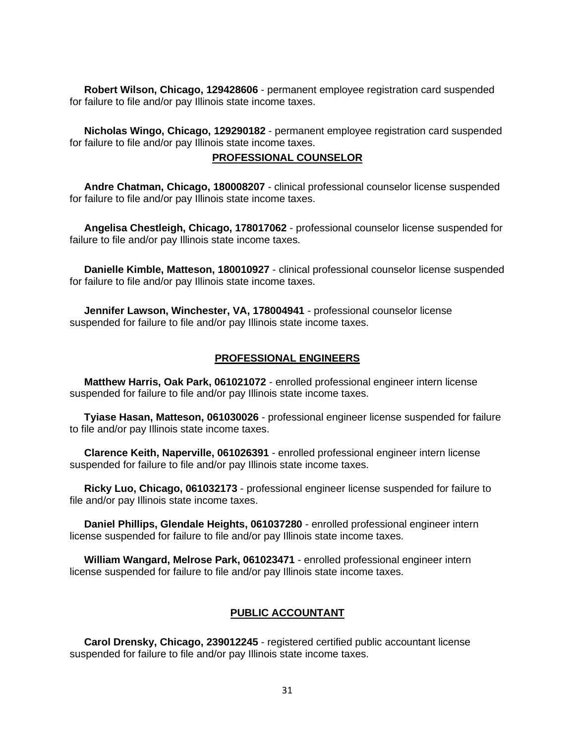**Robert Wilson, Chicago, 129428606** - permanent employee registration card suspended for failure to file and/or pay Illinois state income taxes.

**Nicholas Wingo, Chicago, 129290182** - permanent employee registration card suspended for failure to file and/or pay Illinois state income taxes.

## PROFESSIONAL COUNSELOR

**Andre Chatman, Chicago, 180008207** - clinical professional counselor license suspended for failure to file and/or pay Illinois state income taxes.

**Angelisa Chestleigh, Chicago, 178017062** - professional counselor license suspended for failure to file and/or pay Illinois state income taxes.

**Danielle Kimble, Matteson, 180010927** - clinical professional counselor license suspended for failure to file and/or pay Illinois state income taxes.

**Jennifer Lawson, Winchester, VA, 178004941** - professional counselor license suspended for failure to file and/or pay Illinois state income taxes.

## PROFESSIONAL ENGINEERS

**Matthew Harris, Oak Park, 061021072** - enrolled professional engineer intern license suspended for failure to file and/or pay Illinois state income taxes.

**Tyiase Hasan, Matteson, 061030026** - professional engineer license suspended for failure to file and/or pay Illinois state income taxes.

**Clarence Keith, Naperville, 061026391** - enrolled professional engineer intern license suspended for failure to file and/or pay Illinois state income taxes.

**Ricky Luo, Chicago, 061032173** - professional engineer license suspended for failure to file and/or pay Illinois state income taxes.

**Daniel Phillips, Glendale Heights, 061037280** - enrolled professional engineer intern license suspended for failure to file and/or pay Illinois state income taxes.

**William Wangard, Melrose Park, 061023471** - enrolled professional engineer intern license suspended for failure to file and/or pay Illinois state income taxes.

## PUBLIC ACCOUNTANT

**Carol Drensky, Chicago, 239012245** - registered certified public accountant license suspended for failure to file and/or pay Illinois state income taxes.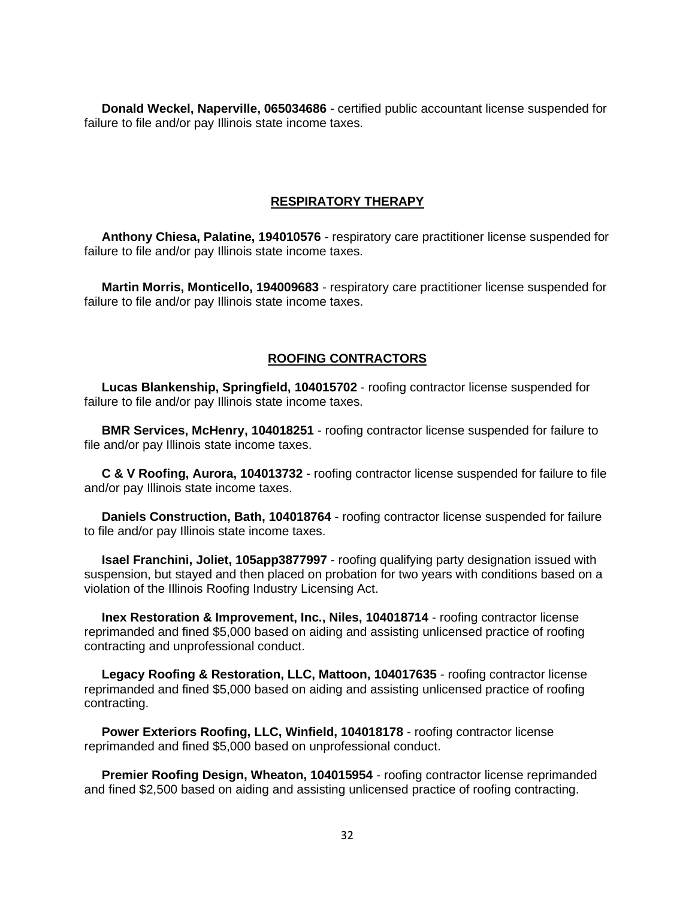**Donald Weckel, Naperville, 065034686** - certified public accountant license suspended for failure to file and/or pay Illinois state income taxes.

## RESPIRATORY THERAPY

**Anthony Chiesa, Palatine, 194010576** - respiratory care practitioner license suspended for failure to file and/or pay Illinois state income taxes.

**Martin Morris, Monticello, 194009683** - respiratory care practitioner license suspended for failure to file and/or pay Illinois state income taxes.

## ROOFING CONTRACTORS

**Lucas Blankenship, Springfield, 104015702** - roofing contractor license suspended for failure to file and/or pay Illinois state income taxes.

**BMR Services, McHenry, 104018251** - roofing contractor license suspended for failure to file and/or pay Illinois state income taxes.

**C & V Roofing, Aurora, 104013732** - roofing contractor license suspended for failure to file and/or pay Illinois state income taxes.

**Daniels Construction, Bath, 104018764** - roofing contractor license suspended for failure to file and/or pay Illinois state income taxes.

**Isael Franchini, Joliet, 105app3877997** - roofing qualifying party designation issued with suspension, but stayed and then placed on probation for two years with conditions based on a violation of the Illinois Roofing Industry Licensing Act.

**Inex Restoration & Improvement, Inc., Niles, 104018714** - roofing contractor license reprimanded and fined $5,000 based on aiding and assisting unlicensed practice of roofing contracting and unprofessional conduct.

**Legacy Roofing & Restoration, LLC, Mattoon, 104017635** - roofing contractor license reprimanded and fined $5,000 based on aiding and assisting unlicensed practice of roofing contracting.

**Power Exteriors Roofing, LLC, Winfield, 104018178** - roofing contractor license reprimanded and fined $5,000 based on unprofessional conduct.

**Premier Roofing Design, Wheaton, 104015954** - roofing contractor license reprimanded and fined $2,500 based on aiding and assisting unlicensed practice of roofing contracting.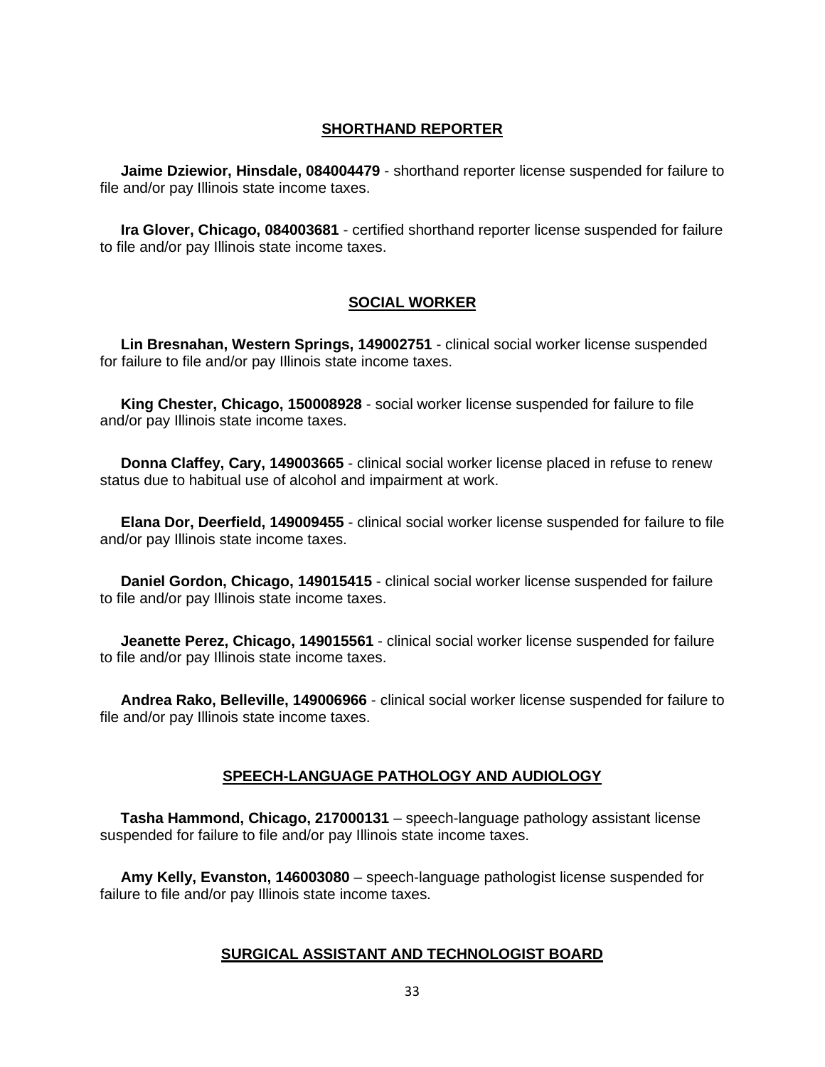## SHORTHAND REPORTER

**Jaime Dziewior, Hinsdale, 084004479** - shorthand reporter license suspended for failure to file and/or pay Illinois state income taxes.

**Ira Glover, Chicago, 084003681** - certified shorthand reporter license suspended for failure to file and/or pay Illinois state income taxes.

## SOCIAL WORKER

**Lin Bresnahan, Western Springs, 149002751** - clinical social worker license suspended for failure to file and/or pay Illinois state income taxes.

**King Chester, Chicago, 150008928** - social worker license suspended for failure to file and/or pay Illinois state income taxes.

**Donna Claffey, Cary, 149003665** - clinical social worker license placed in refuse to renew status due to habitual use of alcohol and impairment at work.

**Elana Dor, Deerfield, 149009455** - clinical social worker license suspended for failure to file and/or pay Illinois state income taxes.

**Daniel Gordon, Chicago, 149015415** - clinical social worker license suspended for failure to file and/or pay Illinois state income taxes.

**Jeanette Perez, Chicago, 149015561** - clinical social worker license suspended for failure to file and/or pay Illinois state income taxes.

**Andrea Rako, Belleville, 149006966** - clinical social worker license suspended for failure to file and/or pay Illinois state income taxes.

## SPEECH-LANGUAGE PATHOLOGY AND AUDIOLOGY

**Tasha Hammond, Chicago, 217000131** – speech-language pathology assistant license suspended for failure to file and/or pay Illinois state income taxes.

**Amy Kelly, Evanston, 146003080** – speech-language pathologist license suspended for failure to file and/or pay Illinois state income taxes.

## SURGICAL ASSISTANT AND TECHNOLOGIST BOARD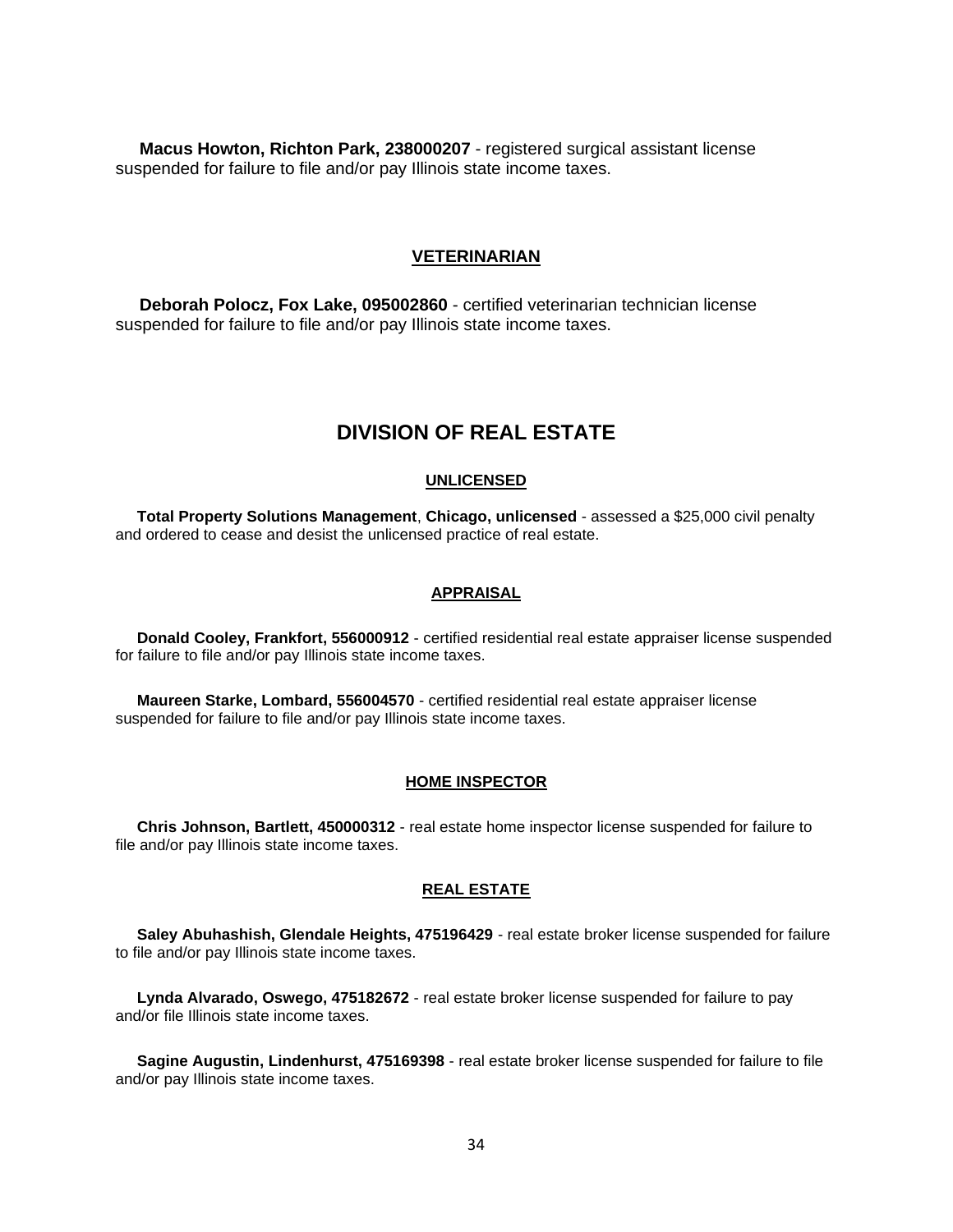**Macus Howton, Richton Park, 238000207** - registered surgical assistant license suspended for failure to file and/or pay Illinois state income taxes.

### VETERINARIAN

**Deborah Polocz, Fox Lake, 095002860** - certified veterinarian technician license suspended for failure to file and/or pay Illinois state income taxes.

## DIVISION OF REAL ESTATE

### UNLICENSED

**Total Property Solutions Management**, **Chicago, unlicensed** - assessed a $25,000 civil penalty and ordered to cease and desist the unlicensed practice of real estate.

### APPRAISAL

**Donald Cooley, Frankfort, 556000912** - certified residential real estate appraiser license suspended for failure to file and/or pay Illinois state income taxes.

**Maureen Starke, Lombard, 556004570** - certified residential real estate appraiser license suspended for failure to file and/or pay Illinois state income taxes.

### HOME INSPECTOR

**Chris Johnson, Bartlett, 450000312** - real estate home inspector license suspended for failure to file and/or pay Illinois state income taxes.

### REAL ESTATE

**Saley Abuhashish, Glendale Heights, 475196429** - real estate broker license suspended for failure to file and/or pay Illinois state income taxes.

**Lynda Alvarado, Oswego, 475182672** - real estate broker license suspended for failure to pay and/or file Illinois state income taxes.

**Sagine Augustin, Lindenhurst, 475169398** - real estate broker license suspended for failure to file and/or pay Illinois state income taxes.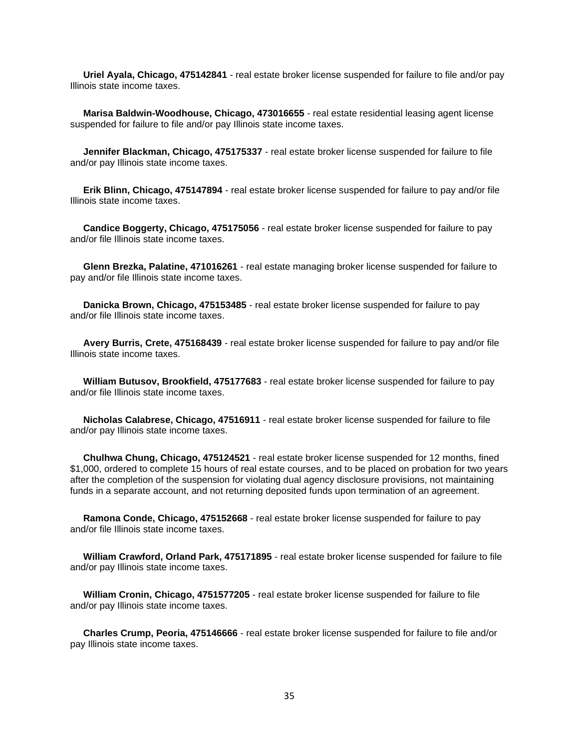**Uriel Ayala, Chicago, 475142841** - real estate broker license suspended for failure to file and/or pay Illinois state income taxes.

**Marisa Baldwin-Woodhouse, Chicago, 473016655** - real estate residential leasing agent license suspended for failure to file and/or pay Illinois state income taxes.

**Jennifer Blackman, Chicago, 475175337** - real estate broker license suspended for failure to file and/or pay Illinois state income taxes.

**Erik Blinn, Chicago, 475147894** - real estate broker license suspended for failure to pay and/or file Illinois state income taxes.

**Candice Boggerty, Chicago, 475175056** - real estate broker license suspended for failure to pay and/or file Illinois state income taxes.

**Glenn Brezka, Palatine, 471016261** - real estate managing broker license suspended for failure to pay and/or file Illinois state income taxes.

**Danicka Brown, Chicago, 475153485** - real estate broker license suspended for failure to pay and/or file Illinois state income taxes.

**Avery Burris, Crete, 475168439** - real estate broker license suspended for failure to pay and/or file Illinois state income taxes.

**William Butusov, Brookfield, 475177683** - real estate broker license suspended for failure to pay and/or file Illinois state income taxes.

**Nicholas Calabrese, Chicago, 47516911** - real estate broker license suspended for failure to file and/or pay Illinois state income taxes.

**Chulhwa Chung, Chicago, 475124521** - real estate broker license suspended for 12 months, fined $1,000, ordered to complete 15 hours of real estate courses, and to be placed on probation for two years after the completion of the suspension for violating dual agency disclosure provisions, not maintaining funds in a separate account, and not returning deposited funds upon termination of an agreement.

**Ramona Conde, Chicago, 475152668** - real estate broker license suspended for failure to pay and/or file Illinois state income taxes.

**William Crawford, Orland Park, 475171895** - real estate broker license suspended for failure to file and/or pay Illinois state income taxes.

**William Cronin, Chicago, 4751577205** - real estate broker license suspended for failure to file and/or pay Illinois state income taxes.

**Charles Crump, Peoria, 475146666** - real estate broker license suspended for failure to file and/or pay Illinois state income taxes.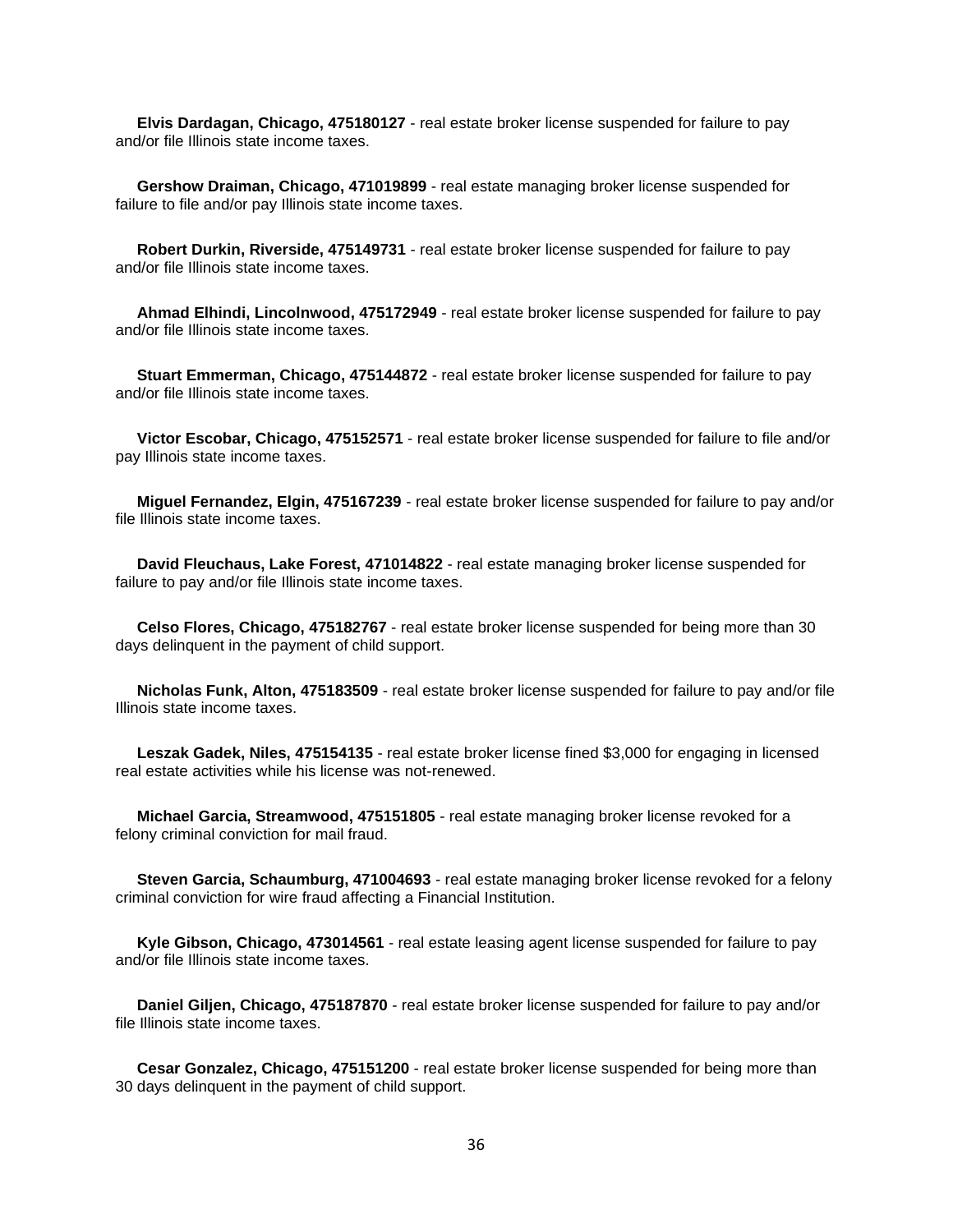**Elvis Dardagan, Chicago, 475180127** - real estate broker license suspended for failure to pay and/or file Illinois state income taxes.

**Gershow Draiman, Chicago, 471019899** - real estate managing broker license suspended for failure to file and/or pay Illinois state income taxes.

**Robert Durkin, Riverside, 475149731** - real estate broker license suspended for failure to pay and/or file Illinois state income taxes.

**Ahmad Elhindi, Lincolnwood, 475172949** - real estate broker license suspended for failure to pay and/or file Illinois state income taxes.

**Stuart Emmerman, Chicago, 475144872** - real estate broker license suspended for failure to pay and/or file Illinois state income taxes.

**Victor Escobar, Chicago, 475152571** - real estate broker license suspended for failure to file and/or pay Illinois state income taxes.

**Miguel Fernandez, Elgin, 475167239** - real estate broker license suspended for failure to pay and/or file Illinois state income taxes.

**David Fleuchaus, Lake Forest, 471014822** - real estate managing broker license suspended for failure to pay and/or file Illinois state income taxes.

**Celso Flores, Chicago, 475182767** - real estate broker license suspended for being more than 30 days delinquent in the payment of child support.

**Nicholas Funk, Alton, 475183509** - real estate broker license suspended for failure to pay and/or file Illinois state income taxes.

**Leszak Gadek, Niles, 475154135** - real estate broker license fined $3,000 for engaging in licensed real estate activities while his license was not-renewed.

**Michael Garcia, Streamwood, 475151805** - real estate managing broker license revoked for a felony criminal conviction for mail fraud.

**Steven Garcia, Schaumburg, 471004693** - real estate managing broker license revoked for a felony criminal conviction for wire fraud affecting a Financial Institution.

**Kyle Gibson, Chicago, 473014561** - real estate leasing agent license suspended for failure to pay and/or file Illinois state income taxes.

**Daniel Giljen, Chicago, 475187870** - real estate broker license suspended for failure to pay and/or file Illinois state income taxes.

**Cesar Gonzalez, Chicago, 475151200** - real estate broker license suspended for being more than 30 days delinquent in the payment of child support.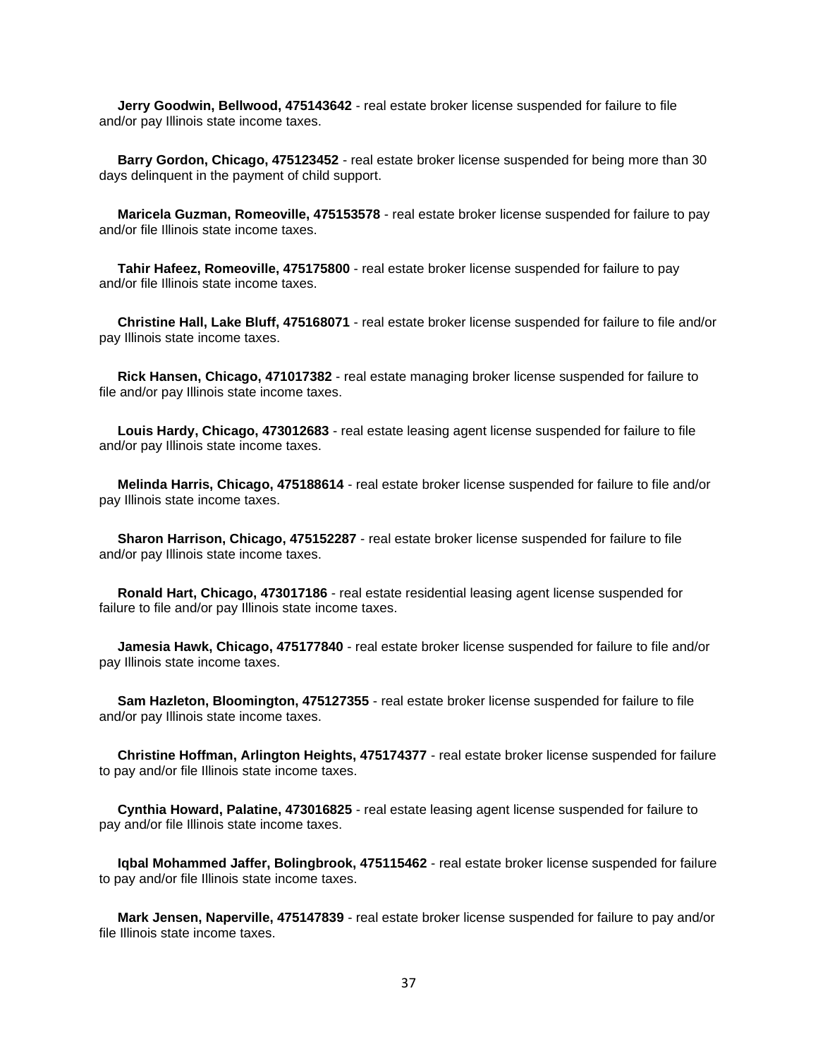**Jerry Goodwin, Bellwood, 475143642** - real estate broker license suspended for failure to file and/or pay Illinois state income taxes.

**Barry Gordon, Chicago, 475123452** - real estate broker license suspended for being more than 30 days delinquent in the payment of child support.

**Maricela Guzman, Romeoville, 475153578** - real estate broker license suspended for failure to pay and/or file Illinois state income taxes.

**Tahir Hafeez, Romeoville, 475175800** - real estate broker license suspended for failure to pay and/or file Illinois state income taxes.

**Christine Hall, Lake Bluff, 475168071** - real estate broker license suspended for failure to file and/or pay Illinois state income taxes.

**Rick Hansen, Chicago, 471017382** - real estate managing broker license suspended for failure to file and/or pay Illinois state income taxes.

**Louis Hardy, Chicago, 473012683** - real estate leasing agent license suspended for failure to file and/or pay Illinois state income taxes.

**Melinda Harris, Chicago, 475188614** - real estate broker license suspended for failure to file and/or pay Illinois state income taxes.

**Sharon Harrison, Chicago, 475152287** - real estate broker license suspended for failure to file and/or pay Illinois state income taxes.

**Ronald Hart, Chicago, 473017186** - real estate residential leasing agent license suspended for failure to file and/or pay Illinois state income taxes.

**Jamesia Hawk, Chicago, 475177840** - real estate broker license suspended for failure to file and/or pay Illinois state income taxes.

**Sam Hazleton, Bloomington, 475127355** - real estate broker license suspended for failure to file and/or pay Illinois state income taxes.

**Christine Hoffman, Arlington Heights, 475174377** - real estate broker license suspended for failure to pay and/or file Illinois state income taxes.

**Cynthia Howard, Palatine, 473016825** - real estate leasing agent license suspended for failure to pay and/or file Illinois state income taxes.

**Iqbal Mohammed Jaffer, Bolingbrook, 475115462** - real estate broker license suspended for failure to pay and/or file Illinois state income taxes.

**Mark Jensen, Naperville, 475147839** - real estate broker license suspended for failure to pay and/or file Illinois state income taxes.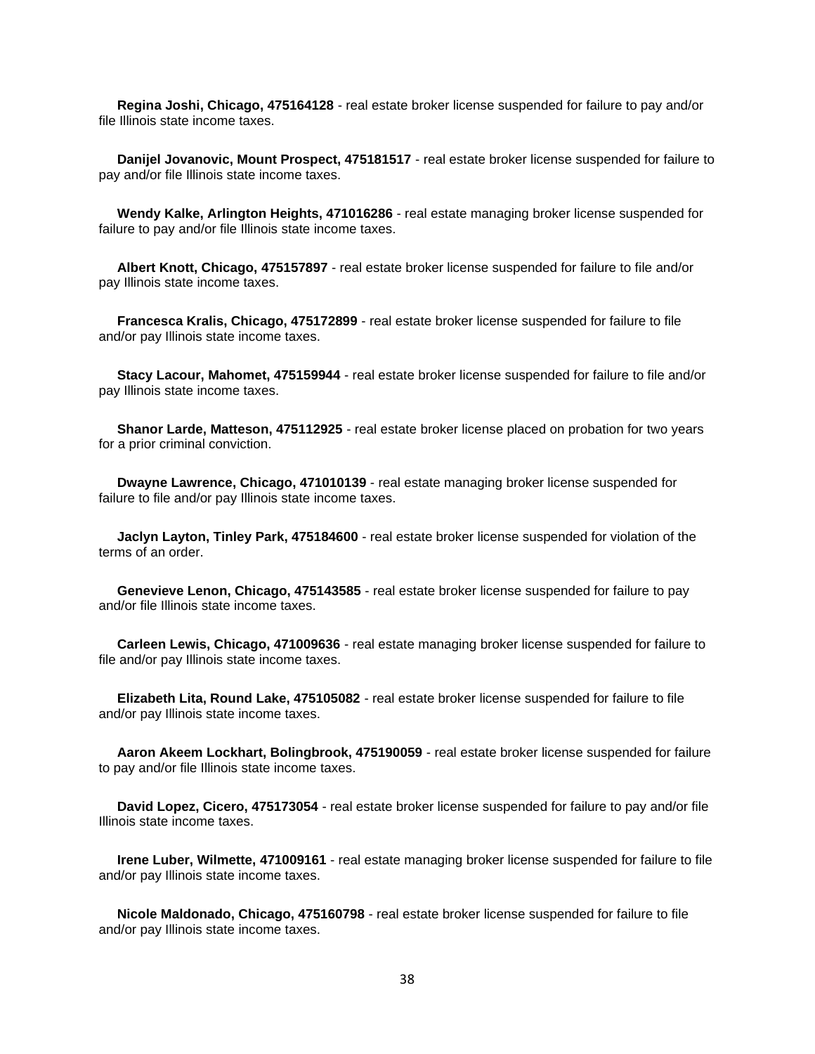**Regina Joshi, Chicago, 475164128** - real estate broker license suspended for failure to pay and/or file Illinois state income taxes.

**Danijel Jovanovic, Mount Prospect, 475181517** - real estate broker license suspended for failure to pay and/or file Illinois state income taxes.

**Wendy Kalke, Arlington Heights, 471016286** - real estate managing broker license suspended for failure to pay and/or file Illinois state income taxes.

**Albert Knott, Chicago, 475157897** - real estate broker license suspended for failure to file and/or pay Illinois state income taxes.

**Francesca Kralis, Chicago, 475172899** - real estate broker license suspended for failure to file and/or pay Illinois state income taxes.

**Stacy Lacour, Mahomet, 475159944** - real estate broker license suspended for failure to file and/or pay Illinois state income taxes.

**Shanor Larde, Matteson, 475112925** - real estate broker license placed on probation for two years for a prior criminal conviction.

**Dwayne Lawrence, Chicago, 471010139** - real estate managing broker license suspended for failure to file and/or pay Illinois state income taxes.

**Jaclyn Layton, Tinley Park, 475184600** - real estate broker license suspended for violation of the terms of an order.

**Genevieve Lenon, Chicago, 475143585** - real estate broker license suspended for failure to pay and/or file Illinois state income taxes.

**Carleen Lewis, Chicago, 471009636** - real estate managing broker license suspended for failure to file and/or pay Illinois state income taxes.

**Elizabeth Lita, Round Lake, 475105082** - real estate broker license suspended for failure to file and/or pay Illinois state income taxes.

**Aaron Akeem Lockhart, Bolingbrook, 475190059** - real estate broker license suspended for failure to pay and/or file Illinois state income taxes.

**David Lopez, Cicero, 475173054** - real estate broker license suspended for failure to pay and/or file Illinois state income taxes.

**Irene Luber, Wilmette, 471009161** - real estate managing broker license suspended for failure to file and/or pay Illinois state income taxes.

**Nicole Maldonado, Chicago, 475160798** - real estate broker license suspended for failure to file and/or pay Illinois state income taxes.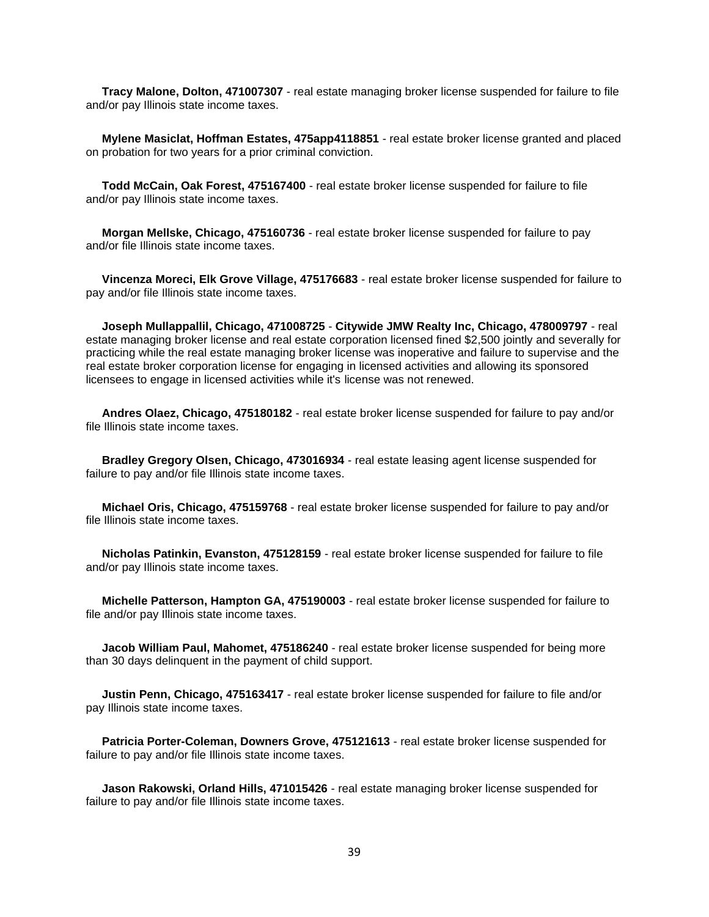**Tracy Malone, Dolton, 471007307** - real estate managing broker license suspended for failure to file and/or pay Illinois state income taxes.

**Mylene Masiclat, Hoffman Estates, 475app4118851** - real estate broker license granted and placed on probation for two years for a prior criminal conviction.

**Todd McCain, Oak Forest, 475167400** - real estate broker license suspended for failure to file and/or pay Illinois state income taxes.

**Morgan Mellske, Chicago, 475160736** - real estate broker license suspended for failure to pay and/or file Illinois state income taxes.

**Vincenza Moreci, Elk Grove Village, 475176683** - real estate broker license suspended for failure to pay and/or file Illinois state income taxes.

**Joseph Mullappallil, Chicago, 471008725** - **Citywide JMW Realty Inc, Chicago, 478009797** - real estate managing broker license and real estate corporation licensed fined $2,500 jointly and severally for practicing while the real estate managing broker license was inoperative and failure to supervise and the real estate broker corporation license for engaging in licensed activities and allowing its sponsored licensees to engage in licensed activities while it's license was not renewed.

**Andres Olaez, Chicago, 475180182** - real estate broker license suspended for failure to pay and/or file Illinois state income taxes.

**Bradley Gregory Olsen, Chicago, 473016934** - real estate leasing agent license suspended for failure to pay and/or file Illinois state income taxes.

**Michael Oris, Chicago, 475159768** - real estate broker license suspended for failure to pay and/or file Illinois state income taxes.

**Nicholas Patinkin, Evanston, 475128159** - real estate broker license suspended for failure to file and/or pay Illinois state income taxes.

**Michelle Patterson, Hampton GA, 475190003** - real estate broker license suspended for failure to file and/or pay Illinois state income taxes.

**Jacob William Paul, Mahomet, 475186240** - real estate broker license suspended for being more than 30 days delinquent in the payment of child support.

**Justin Penn, Chicago, 475163417** - real estate broker license suspended for failure to file and/or pay Illinois state income taxes.

**Patricia Porter-Coleman, Downers Grove, 475121613** - real estate broker license suspended for failure to pay and/or file Illinois state income taxes.

**Jason Rakowski, Orland Hills, 471015426** - real estate managing broker license suspended for failure to pay and/or file Illinois state income taxes.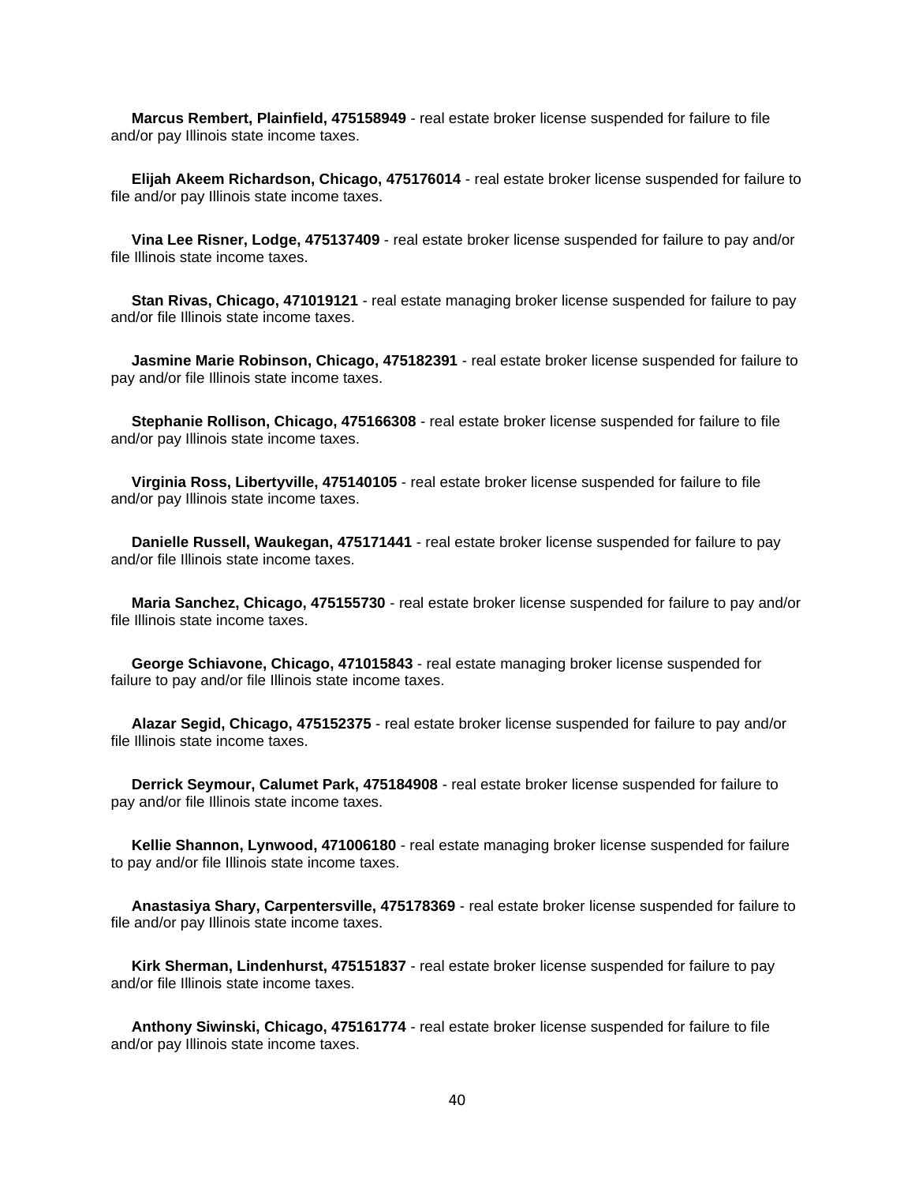**Marcus Rembert, Plainfield, 475158949** - real estate broker license suspended for failure to file and/or pay Illinois state income taxes.

**Elijah Akeem Richardson, Chicago, 475176014** - real estate broker license suspended for failure to file and/or pay Illinois state income taxes.

**Vina Lee Risner, Lodge, 475137409** - real estate broker license suspended for failure to pay and/or file Illinois state income taxes.

**Stan Rivas, Chicago, 471019121** - real estate managing broker license suspended for failure to pay and/or file Illinois state income taxes.

**Jasmine Marie Robinson, Chicago, 475182391** - real estate broker license suspended for failure to pay and/or file Illinois state income taxes.

**Stephanie Rollison, Chicago, 475166308** - real estate broker license suspended for failure to file and/or pay Illinois state income taxes.

**Virginia Ross, Libertyville, 475140105** - real estate broker license suspended for failure to file and/or pay Illinois state income taxes.

**Danielle Russell, Waukegan, 475171441** - real estate broker license suspended for failure to pay and/or file Illinois state income taxes.

**Maria Sanchez, Chicago, 475155730** - real estate broker license suspended for failure to pay and/or file Illinois state income taxes.

**George Schiavone, Chicago, 471015843** - real estate managing broker license suspended for failure to pay and/or file Illinois state income taxes.

**Alazar Segid, Chicago, 475152375** - real estate broker license suspended for failure to pay and/or file Illinois state income taxes.

**Derrick Seymour, Calumet Park, 475184908** - real estate broker license suspended for failure to pay and/or file Illinois state income taxes.

**Kellie Shannon, Lynwood, 471006180** - real estate managing broker license suspended for failure to pay and/or file Illinois state income taxes.

**Anastasiya Shary, Carpentersville, 475178369** - real estate broker license suspended for failure to file and/or pay Illinois state income taxes.

**Kirk Sherman, Lindenhurst, 475151837** - real estate broker license suspended for failure to pay and/or file Illinois state income taxes.

**Anthony Siwinski, Chicago, 475161774** - real estate broker license suspended for failure to file and/or pay Illinois state income taxes.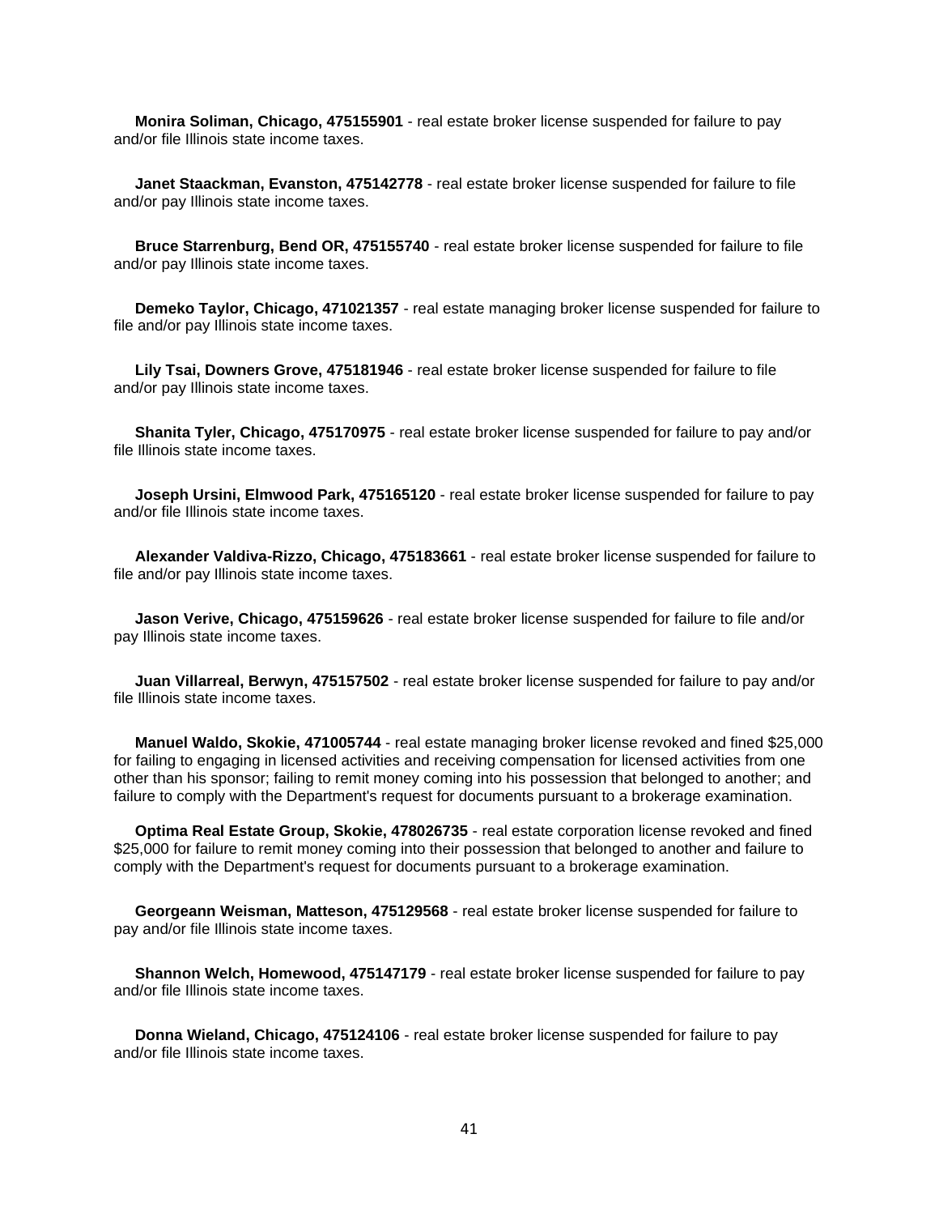**Monira Soliman, Chicago, 475155901** - real estate broker license suspended for failure to pay and/or file Illinois state income taxes.

**Janet Staackman, Evanston, 475142778** - real estate broker license suspended for failure to file and/or pay Illinois state income taxes.

**Bruce Starrenburg, Bend OR, 475155740** - real estate broker license suspended for failure to file and/or pay Illinois state income taxes.

**Demeko Taylor, Chicago, 471021357** - real estate managing broker license suspended for failure to file and/or pay Illinois state income taxes.

**Lily Tsai, Downers Grove, 475181946** - real estate broker license suspended for failure to file and/or pay Illinois state income taxes.

**Shanita Tyler, Chicago, 475170975** - real estate broker license suspended for failure to pay and/or file Illinois state income taxes.

**Joseph Ursini, Elmwood Park, 475165120** - real estate broker license suspended for failure to pay and/or file Illinois state income taxes.

**Alexander Valdiva-Rizzo, Chicago, 475183661** - real estate broker license suspended for failure to file and/or pay Illinois state income taxes.

**Jason Verive, Chicago, 475159626** - real estate broker license suspended for failure to file and/or pay Illinois state income taxes.

**Juan Villarreal, Berwyn, 475157502** - real estate broker license suspended for failure to pay and/or file Illinois state income taxes.

**Manuel Waldo, Skokie, 471005744** - real estate managing broker license revoked and fined $25,000 for failing to engaging in licensed activities and receiving compensation for licensed activities from one other than his sponsor; failing to remit money coming into his possession that belonged to another; and failure to comply with the Department's request for documents pursuant to a brokerage examination.

**Optima Real Estate Group, Skokie, 478026735** - real estate corporation license revoked and fined $25,000 for failure to remit money coming into their possession that belonged to another and failure to comply with the Department's request for documents pursuant to a brokerage examination.

**Georgeann Weisman, Matteson, 475129568** - real estate broker license suspended for failure to pay and/or file Illinois state income taxes.

**Shannon Welch, Homewood, 475147179** - real estate broker license suspended for failure to pay and/or file Illinois state income taxes.

**Donna Wieland, Chicago, 475124106** - real estate broker license suspended for failure to pay and/or file Illinois state income taxes.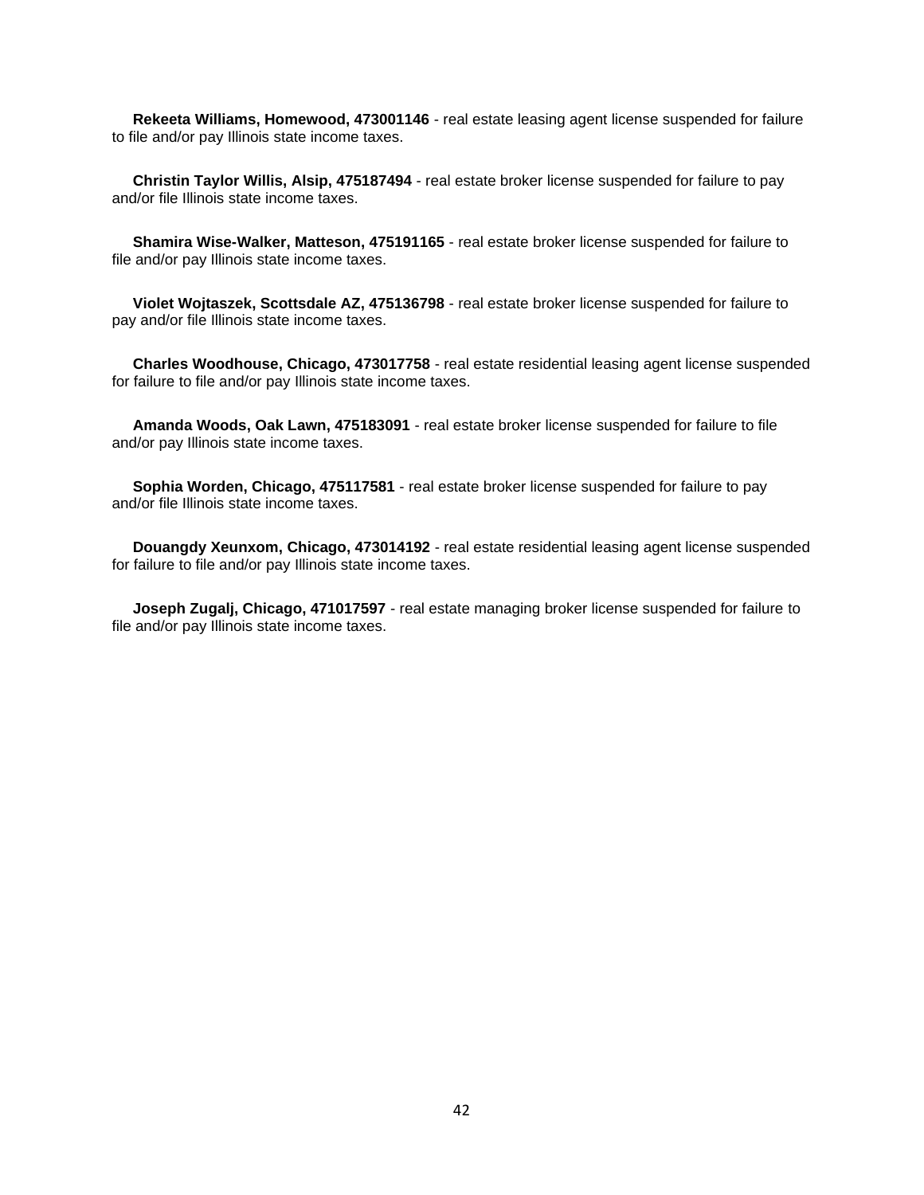**Rekeeta Williams, Homewood, 473001146** - real estate leasing agent license suspended for failure to file and/or pay Illinois state income taxes.

**Christin Taylor Willis, Alsip, 475187494** - real estate broker license suspended for failure to pay and/or file Illinois state income taxes.

**Shamira Wise-Walker, Matteson, 475191165** - real estate broker license suspended for failure to file and/or pay Illinois state income taxes.

**Violet Wojtaszek, Scottsdale AZ, 475136798** - real estate broker license suspended for failure to pay and/or file Illinois state income taxes.

**Charles Woodhouse, Chicago, 473017758** - real estate residential leasing agent license suspended for failure to file and/or pay Illinois state income taxes.

**Amanda Woods, Oak Lawn, 475183091** - real estate broker license suspended for failure to file and/or pay Illinois state income taxes.

**Sophia Worden, Chicago, 475117581** - real estate broker license suspended for failure to pay and/or file Illinois state income taxes.

**Douangdy Xeunxom, Chicago, 473014192** - real estate residential leasing agent license suspended for failure to file and/or pay Illinois state income taxes.

**Joseph Zugalj, Chicago, 471017597** - real estate managing broker license suspended for failure to file and/or pay Illinois state income taxes.